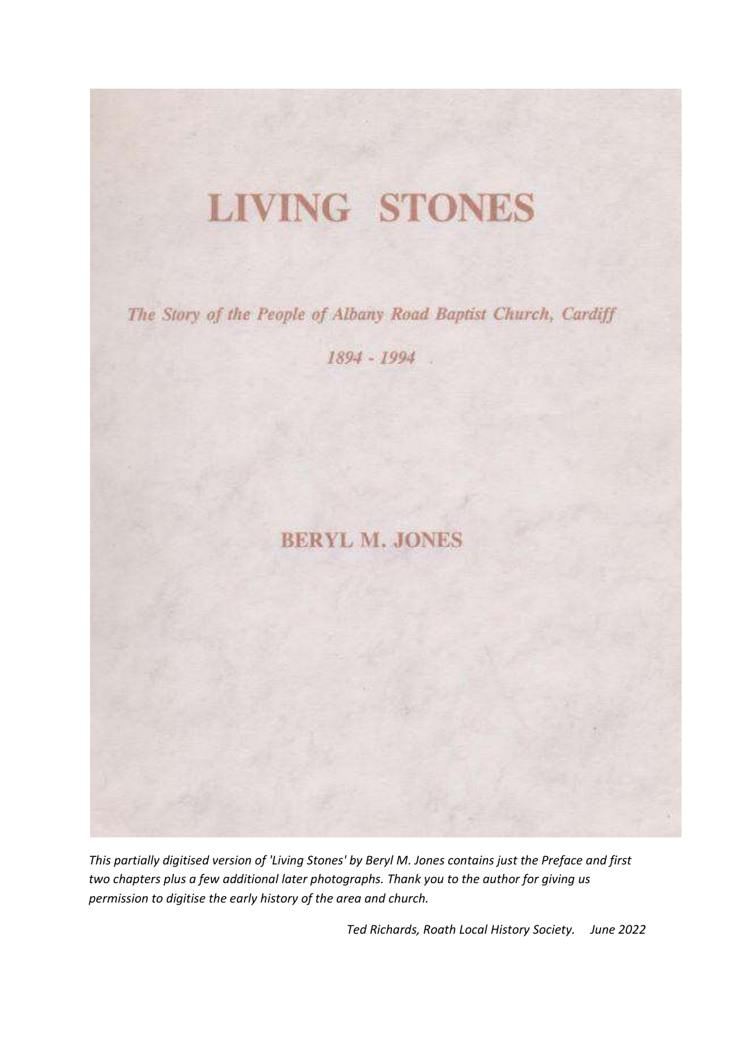# LIVING STONES

*The Story of the People of Albany Road Baptist Church, Cardiff*

*1894 - 1994*

**BERYL M. JONES**

*This partially digitised version of 'Living Stones' by Beryl M. Jones contains just the Preface and first two chapters plus a few additional later photographs. Thank you to the author for giving us permission to digitise the early history of the area and church.*

*Ted Richards, Roath Local History Society. June 2022*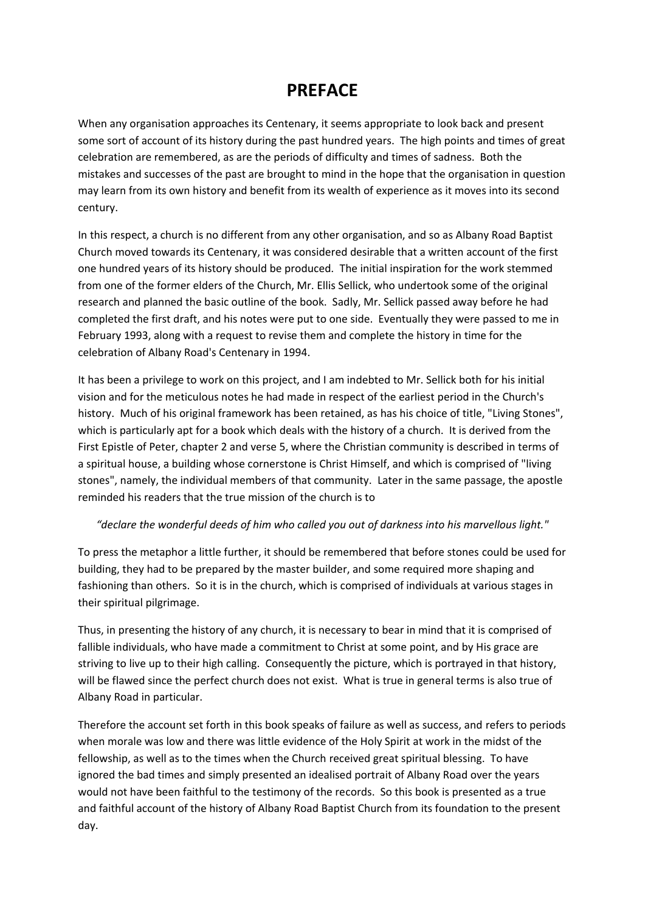# PREFACE

When any organisation approaches its Centenary, it seems appropriate to look back and present some sort of account of its history during the past hundred years. The high points and times of great celebration are remembered, as are the periods of difficulty and times of sadness. Both the mistakes and successes of the past are brought to mind in the hope that the organisation in question may learn from its own history and benefit from its wealth of experience as it moves into its second century.

In this respect, a church is no different from any other organisation, and so as Albany Road Baptist Church moved towards its Centenary, it was considered desirable that a written account of the first one hundred years of its history should be produced. The initial inspiration for the work stemmed from one of the former elders of the Church, Mr. Ellis Sellick, who undertook some of the original research and planned the basic outline of the book. Sadly, Mr. Sellick passed away before he had completed the first draft, and his notes were put to one side. Eventually they were passed to me in February 1993, along with a request to revise them and complete the history in time for the celebration of Albany Road's Centenary in 1994.

It has been a privilege to work on this project, and I am indebted to Mr. Sellick both for his initial vision and for the meticulous notes he had made in respect of the earliest period in the Church's history. Much of his original framework has been retained, as has his choice of title, "Living Stones", which is particularly apt for a book which deals with the history of a church. It is derived from the First Epistle of Peter, chapter 2 and verse 5, where the Christian community is described in terms of a spiritual house, a building whose cornerstone is Christ Himself, and which is comprised of "living stones", namely, the individual members of that community. Later in the same passage, the apostle reminded his readers that the true mission of the church is to

*"declare the wonderful deeds of him who called you out of darkness into his marvellous light."*

To press the metaphor a little further, it should be remembered that before stones could be used for building, they had to be prepared by the master builder, and some required more shaping and fashioning than others. So it is in the church, which is comprised of individuals at various stages in their spiritual pilgrimage.

Thus, in presenting the history of any church, it is necessary to bear in mind that it is comprised of fallible individuals, who have made a commitment to Christ at some point, and by His grace are striving to live up to their high calling. Consequently the picture, which is portrayed in that history, will be flawed since the perfect church does not exist. What is true in general terms is also true of Albany Road in particular.

Therefore the account set forth in this book speaks of failure as well as success, and refers to periods when morale was low and there was little evidence of the Holy Spirit at work in the midst of the fellowship, as well as to the times when the Church received great spiritual blessing. To have ignored the bad times and simply presented an idealised portrait of Albany Road over the years would not have been faithful to the testimony of the records. So this book is presented as a true and faithful account of the history of Albany Road Baptist Church from its foundation to the present day.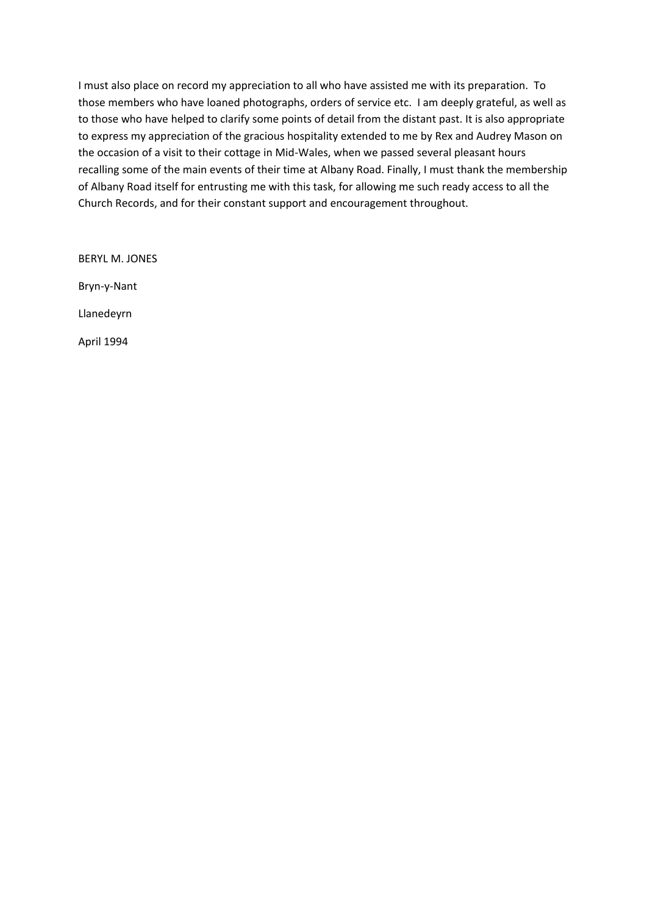I must also place on record my appreciation to all who have assisted me with its preparation. To those members who have loaned photographs, orders of service etc. I am deeply grateful, as well as to those who have helped to clarify some points of detail from the distant past. It is also appropriate to express my appreciation of the gracious hospitality extended to me by Rex and Audrey Mason on the occasion of a visit to their cottage in Mid-Wales, when we passed several pleasant hours recalling some of the main events of their time at Albany Road. Finally, I must thank the membership of Albany Road itself for entrusting me with this task, for allowing me such ready access to all the Church Records, and for their constant support and encouragement throughout.

BERYL M. JONES

Bryn-y-Nant

Llanedeyrn

April 1994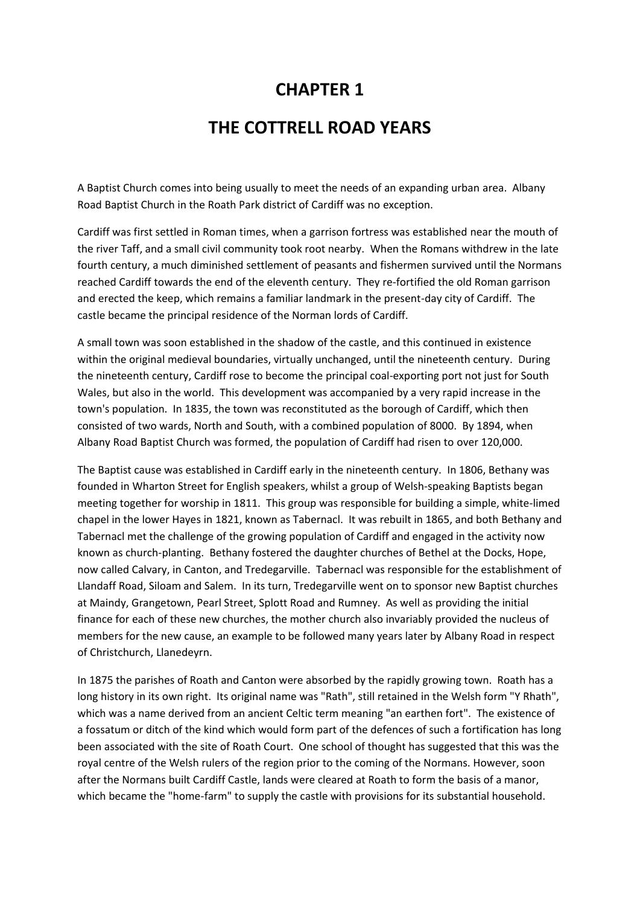# CHAPTER 1

# THE COTTRELL ROAD YEARS

A Baptist Church comes into being usually to meet the needs of an expanding urban area. Albany Road Baptist Church in the Roath Park district of Cardiff was no exception.

Cardiff was first settled in Roman times, when a garrison fortress was established near the mouth of the river Taff, and a small civil community took root nearby. When the Romans withdrew in the late fourth century, a much diminished settlement of peasants and fishermen survived until the Normans reached Cardiff towards the end of the eleventh century. They re-fortified the old Roman garrison and erected the keep, which remains a familiar landmark in the present-day city of Cardiff. The castle became the principal residence of the Norman lords of Cardiff.

A small town was soon established in the shadow of the castle, and this continued in existence within the original medieval boundaries, virtually unchanged, until the nineteenth century. During the nineteenth century, Cardiff rose to become the principal coal-exporting port not just for South Wales, but also in the world. This development was accompanied by a very rapid increase in the town's population. In 1835, the town was reconstituted as the borough of Cardiff, which then consisted of two wards, North and South, with a combined population of 8000. By 1894, when Albany Road Baptist Church was formed, the population of Cardiff had risen to over 120,000.

The Baptist cause was established in Cardiff early in the nineteenth century. In 1806, Bethany was founded in Wharton Street for English speakers, whilst a group of Welsh-speaking Baptists began meeting together for worship in 1811. This group was responsible for building a simple, white-limed chapel in the lower Hayes in 1821, known as Tabernacl. It was rebuilt in 1865, and both Bethany and Tabernacl met the challenge of the growing population of Cardiff and engaged in the activity now known as church-planting. Bethany fostered the daughter churches of Bethel at the Docks, Hope, now called Calvary, in Canton, and Tredegarville. Tabernacl was responsible for the establishment of Llandaff Road, Siloam and Salem. In its turn, Tredegarville went on to sponsor new Baptist churches at Maindy, Grangetown, Pearl Street, Splott Road and Rumney. As well as providing the initial finance for each of these new churches, the mother church also invariably provided the nucleus of members for the new cause, an example to be followed many years later by Albany Road in respect of Christchurch, Llanedeyrn.

In 1875 the parishes of Roath and Canton were absorbed by the rapidly growing town. Roath has a long history in its own right. Its original name was "Rath", still retained in the Welsh form "Y Rhath", which was a name derived from an ancient Celtic term meaning "an earthen fort". The existence of a fossatum or ditch of the kind which would form part of the defences of such a fortification has long been associated with the site of Roath Court. One school of thought has suggested that this was the royal centre of the Welsh rulers of the region prior to the coming of the Normans. However, soon after the Normans built Cardiff Castle, lands were cleared at Roath to form the basis of a manor, which became the "home-farm" to supply the castle with provisions for its substantial household.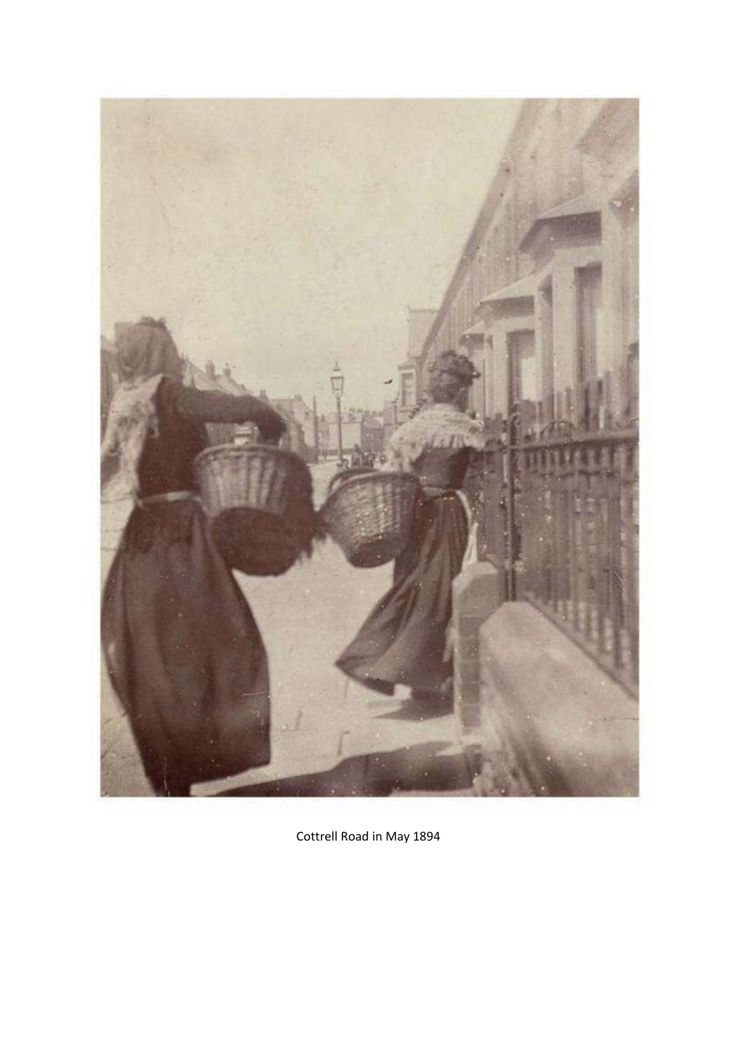Cottrell Road in May 1894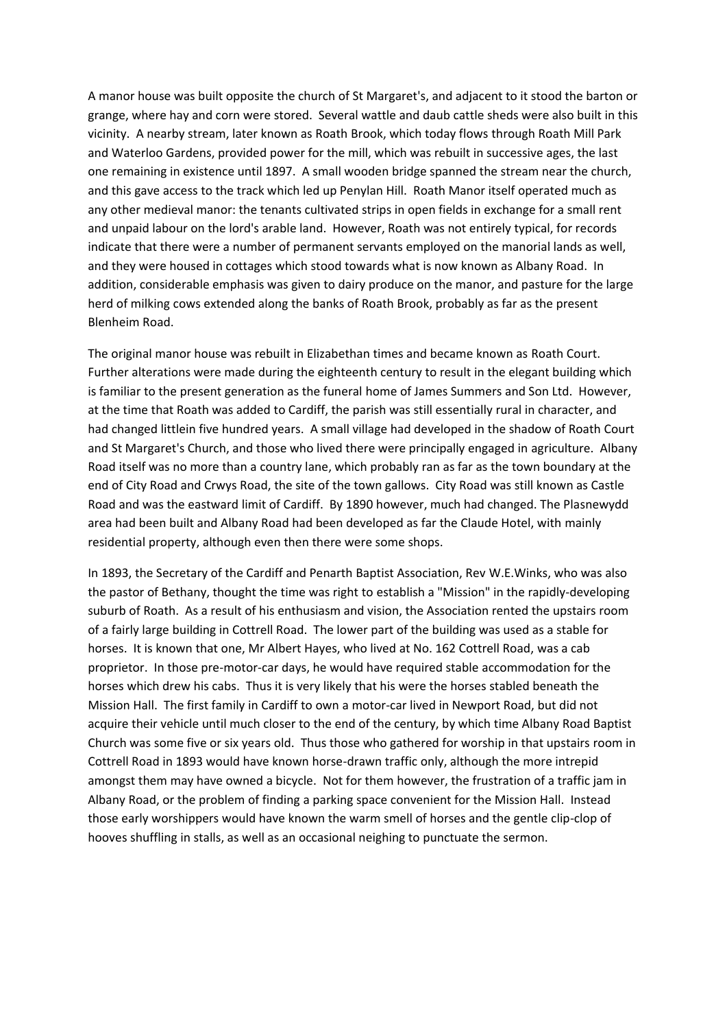A manor house was built opposite the church of St Margaret's, and adjacent to it stood the barton or grange, where hay and corn were stored. Several wattle and daub cattle sheds were also built in this vicinity. A nearby stream, later known as Roath Brook, which today flows through Roath Mill Park and Waterloo Gardens, provided power for the mill, which was rebuilt in successive ages, the last one remaining in existence until 1897. A small wooden bridge spanned the stream near the church, and this gave access to the track which led up Penylan Hill. Roath Manor itself operated much as any other medieval manor: the tenants cultivated strips in open fields in exchange for a small rent and unpaid labour on the lord's arable land. However, Roath was not entirely typical, for records indicate that there were a number of permanent servants employed on the manorial lands as well, and they were housed in cottages which stood towards what is now known as Albany Road. In addition, considerable emphasis was given to dairy produce on the manor, and pasture for the large herd of milking cows extended along the banks of Roath Brook, probably as far as the present Blenheim Road.

The original manor house was rebuilt in Elizabethan times and became known as Roath Court. Further alterations were made during the eighteenth century to result in the elegant building which is familiar to the present generation as the funeral home of James Summers and Son Ltd. However, at the time that Roath was added to Cardiff, the parish was still essentially rural in character, and had changed littlein five hundred years. A small village had developed in the shadow of Roath Court and St Margaret's Church, and those who lived there were principally engaged in agriculture. Albany Road itself was no more than a country lane, which probably ran as far as the town boundary at the end of City Road and Crwys Road, the site of the town gallows. City Road was still known as Castle Road and was the eastward limit of Cardiff. By 1890 however, much had changed. The Plasnewydd area had been built and Albany Road had been developed as far the Claude Hotel, with mainly residential property, although even then there were some shops.

In 1893, the Secretary of the Cardiff and Penarth Baptist Association, Rev W.E.Winks, who was also the pastor of Bethany, thought the time was right to establish a "Mission" in the rapidly-developing suburb of Roath. As a result of his enthusiasm and vision, the Association rented the upstairs room of a fairly large building in Cottrell Road. The lower part of the building was used as a stable for horses. It is known that one, Mr Albert Hayes, who lived at No. 162 Cottrell Road, was a cab proprietor. In those pre-motor-car days, he would have required stable accommodation for the horses which drew his cabs. Thus it is very likely that his were the horses stabled beneath the Mission Hall. The first family in Cardiff to own a motor-car lived in Newport Road, but did not acquire their vehicle until much closer to the end of the century, by which time Albany Road Baptist Church was some five or six years old. Thus those who gathered for worship in that upstairs room in Cottrell Road in 1893 would have known horse-drawn traffic only, although the more intrepid amongst them may have owned a bicycle. Not for them however, the frustration of a traffic jam in Albany Road, or the problem of finding a parking space convenient for the Mission Hall. Instead those early worshippers would have known the warm smell of horses and the gentle clip-clop of hooves shuffling in stalls, as well as an occasional neighing to punctuate the sermon.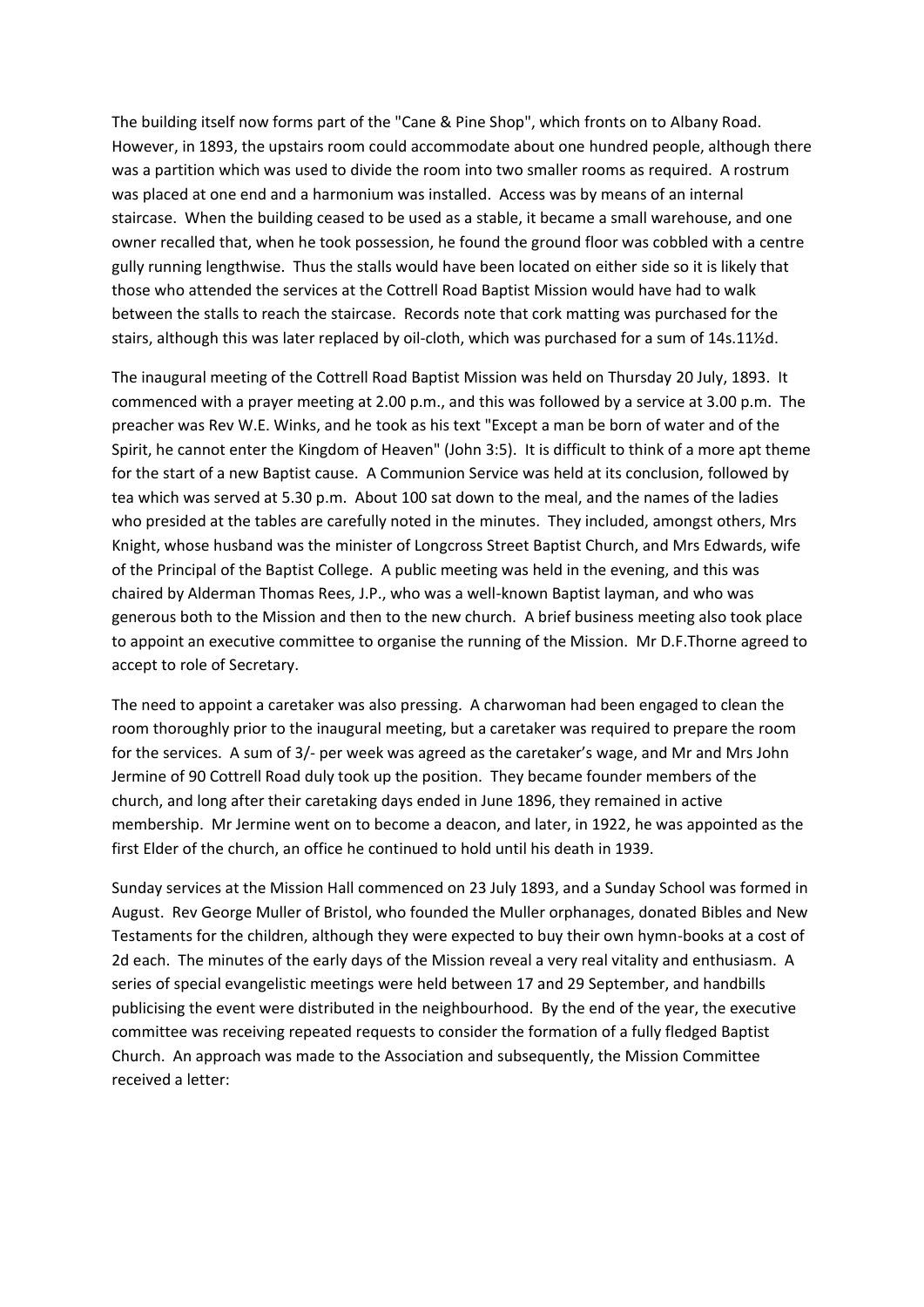The building itself now forms part of the "Cane & Pine Shop", which fronts on to Albany Road. However, in 1893, the upstairs room could accommodate about one hundred people, although there was a partition which was used to divide the room into two smaller rooms as required. A rostrum was placed at one end and a harmonium was installed. Access was by means of an internal staircase. When the building ceased to be used as a stable, it became a small warehouse, and one owner recalled that, when he took possession, he found the ground floor was cobbled with a centre gully running lengthwise. Thus the stalls would have been located on either side so it is likely that those who attended the services at the Cottrell Road Baptist Mission would have had to walk between the stalls to reach the staircase. Records note that cork matting was purchased for the stairs, although this was later replaced by oil-cloth, which was purchased for a sum of 14s.11½d.

The inaugural meeting of the Cottrell Road Baptist Mission was held on Thursday 20 July, 1893. It commenced with a prayer meeting at 2.00 p.m., and this was followed by a service at 3.00 p.m. The preacher was Rev W.E. Winks, and he took as his text "Except a man be born of water and of the Spirit, he cannot enter the Kingdom of Heaven" (John 3:5). It is difficult to think of a more apt theme for the start of a new Baptist cause. A Communion Service was held at its conclusion, followed by tea which was served at 5.30 p.m. About 100 sat down to the meal, and the names of the ladies who presided at the tables are carefully noted in the minutes. They included, amongst others, Mrs Knight, whose husband was the minister of Longcross Street Baptist Church, and Mrs Edwards, wife of the Principal of the Baptist College. A public meeting was held in the evening, and this was chaired by Alderman Thomas Rees, J.P., who was a well-known Baptist layman, and who was generous both to the Mission and then to the new church. A brief business meeting also took place to appoint an executive committee to organise the running of the Mission. Mr D.F.Thorne agreed to accept to role of Secretary.

The need to appoint a caretaker was also pressing. A charwoman had been engaged to clean the room thoroughly prior to the inaugural meeting, but a caretaker was required to prepare the room for the services. A sum of 3/- per week was agreed as the caretaker's wage, and Mr and Mrs John Jermine of 90 Cottrell Road duly took up the position. They became founder members of the church, and long after their caretaking days ended in June 1896, they remained in active membership. Mr Jermine went on to become a deacon, and later, in 1922, he was appointed as the first Elder of the church, an office he continued to hold until his death in 1939.

Sunday services at the Mission Hall commenced on 23 July 1893, and a Sunday School was formed in August. Rev George Muller of Bristol, who founded the Muller orphanages, donated Bibles and New Testaments for the children, although they were expected to buy their own hymn-books at a cost of 2d each. The minutes of the early days of the Mission reveal a very real vitality and enthusiasm. A series of special evangelistic meetings were held between 17 and 29 September, and handbills publicising the event were distributed in the neighbourhood. By the end of the year, the executive committee was receiving repeated requests to consider the formation of a fully fledged Baptist Church. An approach was made to the Association and subsequently, the Mission Committee received a letter: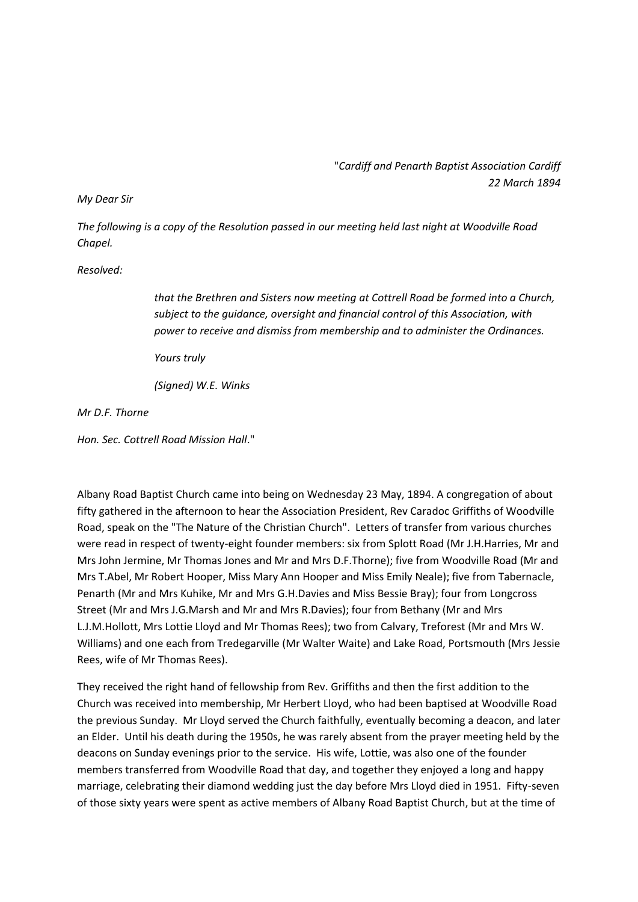"*Cardiff and Penarth Baptist Association Cardiff*
*22 March 1894*

*My Dear Sir*

*The following is a copy of the Resolution passed in our meeting held last night at Woodville Road Chapel.*

*Resolved:*

> *that the Brethren and Sisters now meeting at Cottrell Road be formed into a Church, subject to the guidance, oversight and financial control of this Association, with power to receive and dismiss from membership and to administer the Ordinances.*
>
> *Yours truly*
>
> *(Signed) W.E. Winks*

*Mr D.F. Thorne*

*Hon. Sec. Cottrell Road Mission Hall*."

Albany Road Baptist Church came into being on Wednesday 23 May, 1894. A congregation of about fifty gathered in the afternoon to hear the Association President, Rev Caradoc Griffiths of Woodville Road, speak on the "The Nature of the Christian Church". Letters of transfer from various churches were read in respect of twenty-eight founder members: six from Splott Road (Mr J.H.Harries, Mr and Mrs John Jermine, Mr Thomas Jones and Mr and Mrs D.F.Thorne); five from Woodville Road (Mr and Mrs T.Abel, Mr Robert Hooper, Miss Mary Ann Hooper and Miss Emily Neale); five from Tabernacle, Penarth (Mr and Mrs Kuhike, Mr and Mrs G.H.Davies and Miss Bessie Bray); four from Longcross Street (Mr and Mrs J.G.Marsh and Mr and Mrs R.Davies); four from Bethany (Mr and Mrs L.J.M.Hollott, Mrs Lottie Lloyd and Mr Thomas Rees); two from Calvary, Treforest (Mr and Mrs W. Williams) and one each from Tredegarville (Mr Walter Waite) and Lake Road, Portsmouth (Mrs Jessie Rees, wife of Mr Thomas Rees).

They received the right hand of fellowship from Rev. Griffiths and then the first addition to the Church was received into membership, Mr Herbert Lloyd, who had been baptised at Woodville Road the previous Sunday. Mr Lloyd served the Church faithfully, eventually becoming a deacon, and later an Elder. Until his death during the 1950s, he was rarely absent from the prayer meeting held by the deacons on Sunday evenings prior to the service. His wife, Lottie, was also one of the founder members transferred from Woodville Road that day, and together they enjoyed a long and happy marriage, celebrating their diamond wedding just the day before Mrs Lloyd died in 1951. Fifty-seven of those sixty years were spent as active members of Albany Road Baptist Church, but at the time of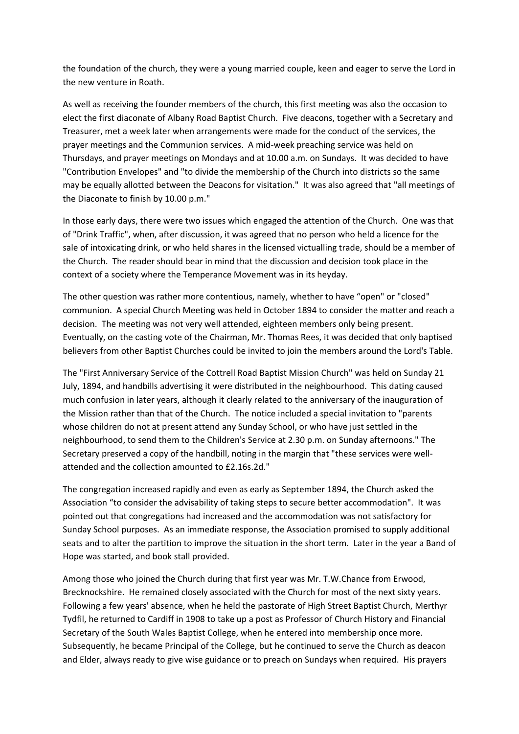the foundation of the church, they were a young married couple, keen and eager to serve the Lord in the new venture in Roath.

As well as receiving the founder members of the church, this first meeting was also the occasion to elect the first diaconate of Albany Road Baptist Church. Five deacons, together with a Secretary and Treasurer, met a week later when arrangements were made for the conduct of the services, the prayer meetings and the Communion services. A mid-week preaching service was held on Thursdays, and prayer meetings on Mondays and at 10.00 a.m. on Sundays. It was decided to have "Contribution Envelopes" and "to divide the membership of the Church into districts so the same may be equally allotted between the Deacons for visitation." It was also agreed that "all meetings of the Diaconate to finish by 10.00 p.m."

In those early days, there were two issues which engaged the attention of the Church. One was that of "Drink Traffic", when, after discussion, it was agreed that no person who held a licence for the sale of intoxicating drink, or who held shares in the licensed victualling trade, should be a member of the Church. The reader should bear in mind that the discussion and decision took place in the context of a society where the Temperance Movement was in its heyday.

The other question was rather more contentious, namely, whether to have "open" or "closed" communion. A special Church Meeting was held in October 1894 to consider the matter and reach a decision. The meeting was not very well attended, eighteen members only being present. Eventually, on the casting vote of the Chairman, Mr. Thomas Rees, it was decided that only baptised believers from other Baptist Churches could be invited to join the members around the Lord's Table.

The "First Anniversary Service of the Cottrell Road Baptist Mission Church" was held on Sunday 21 July, 1894, and handbills advertising it were distributed in the neighbourhood. This dating caused much confusion in later years, although it clearly related to the anniversary of the inauguration of the Mission rather than that of the Church. The notice included a special invitation to "parents whose children do not at present attend any Sunday School, or who have just settled in the neighbourhood, to send them to the Children's Service at 2.30 p.m. on Sunday afternoons." The Secretary preserved a copy of the handbill, noting in the margin that "these services were well-attended and the collection amounted to £2.16s.2d."

The congregation increased rapidly and even as early as September 1894, the Church asked the Association "to consider the advisability of taking steps to secure better accommodation". It was pointed out that congregations had increased and the accommodation was not satisfactory for Sunday School purposes. As an immediate response, the Association promised to supply additional seats and to alter the partition to improve the situation in the short term. Later in the year a Band of Hope was started, and book stall provided.

Among those who joined the Church during that first year was Mr. T.W.Chance from Erwood, Brecknockshire. He remained closely associated with the Church for most of the next sixty years. Following a few years' absence, when he held the pastorate of High Street Baptist Church, Merthyr Tydfil, he returned to Cardiff in 1908 to take up a post as Professor of Church History and Financial Secretary of the South Wales Baptist College, when he entered into membership once more. Subsequently, he became Principal of the College, but he continued to serve the Church as deacon and Elder, always ready to give wise guidance or to preach on Sundays when required. His prayers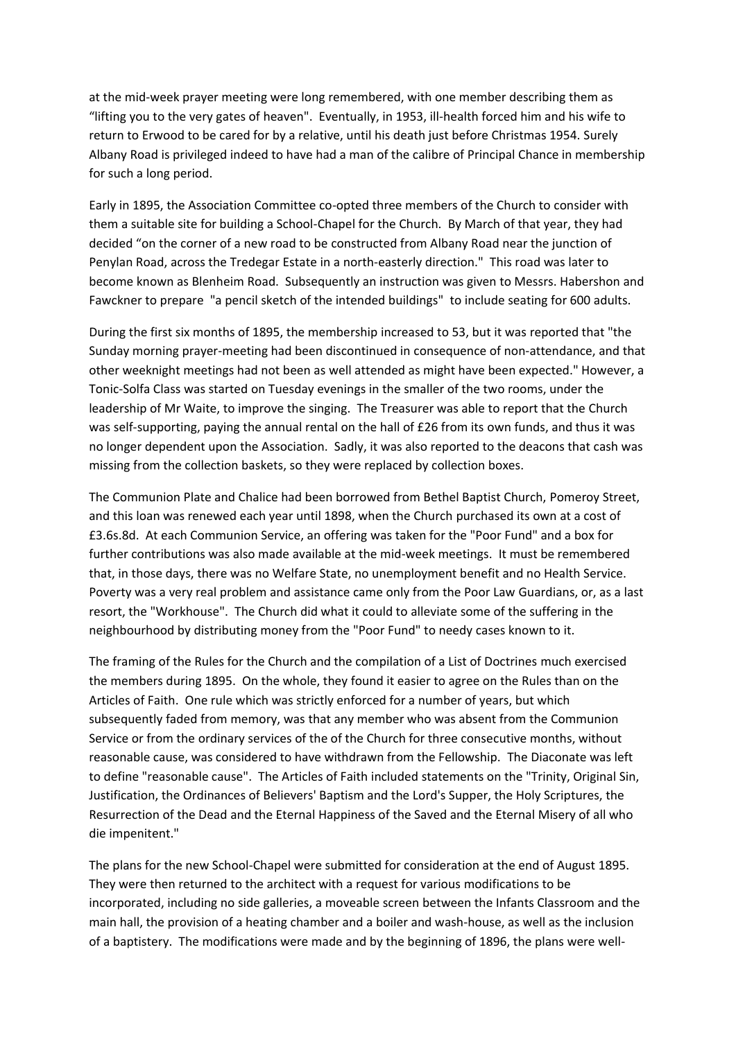at the mid-week prayer meeting were long remembered, with one member describing them as "lifting you to the very gates of heaven". Eventually, in 1953, ill-health forced him and his wife to return to Erwood to be cared for by a relative, until his death just before Christmas 1954. Surely Albany Road is privileged indeed to have had a man of the calibre of Principal Chance in membership for such a long period.

Early in 1895, the Association Committee co-opted three members of the Church to consider with them a suitable site for building a School-Chapel for the Church. By March of that year, they had decided "on the corner of a new road to be constructed from Albany Road near the junction of Penylan Road, across the Tredegar Estate in a north-easterly direction." This road was later to become known as Blenheim Road. Subsequently an instruction was given to Messrs. Habershon and Fawckner to prepare "a pencil sketch of the intended buildings" to include seating for 600 adults.

During the first six months of 1895, the membership increased to 53, but it was reported that "the Sunday morning prayer-meeting had been discontinued in consequence of non-attendance, and that other weeknight meetings had not been as well attended as might have been expected." However, a Tonic-Solfa Class was started on Tuesday evenings in the smaller of the two rooms, under the leadership of Mr Waite, to improve the singing. The Treasurer was able to report that the Church was self-supporting, paying the annual rental on the hall of £26 from its own funds, and thus it was no longer dependent upon the Association. Sadly, it was also reported to the deacons that cash was missing from the collection baskets, so they were replaced by collection boxes.

The Communion Plate and Chalice had been borrowed from Bethel Baptist Church, Pomeroy Street, and this loan was renewed each year until 1898, when the Church purchased its own at a cost of £3.6s.8d. At each Communion Service, an offering was taken for the "Poor Fund" and a box for further contributions was also made available at the mid-week meetings. It must be remembered that, in those days, there was no Welfare State, no unemployment benefit and no Health Service. Poverty was a very real problem and assistance came only from the Poor Law Guardians, or, as a last resort, the "Workhouse". The Church did what it could to alleviate some of the suffering in the neighbourhood by distributing money from the "Poor Fund" to needy cases known to it.

The framing of the Rules for the Church and the compilation of a List of Doctrines much exercised the members during 1895. On the whole, they found it easier to agree on the Rules than on the Articles of Faith. One rule which was strictly enforced for a number of years, but which subsequently faded from memory, was that any member who was absent from the Communion Service or from the ordinary services of the of the Church for three consecutive months, without reasonable cause, was considered to have withdrawn from the Fellowship. The Diaconate was left to define "reasonable cause". The Articles of Faith included statements on the "Trinity, Original Sin, Justification, the Ordinances of Believers' Baptism and the Lord's Supper, the Holy Scriptures, the Resurrection of the Dead and the Eternal Happiness of the Saved and the Eternal Misery of all who die impenitent."

The plans for the new School-Chapel were submitted for consideration at the end of August 1895. They were then returned to the architect with a request for various modifications to be incorporated, including no side galleries, a moveable screen between the Infants Classroom and the main hall, the provision of a heating chamber and a boiler and wash-house, as well as the inclusion of a baptistery. The modifications were made and by the beginning of 1896, the plans were well-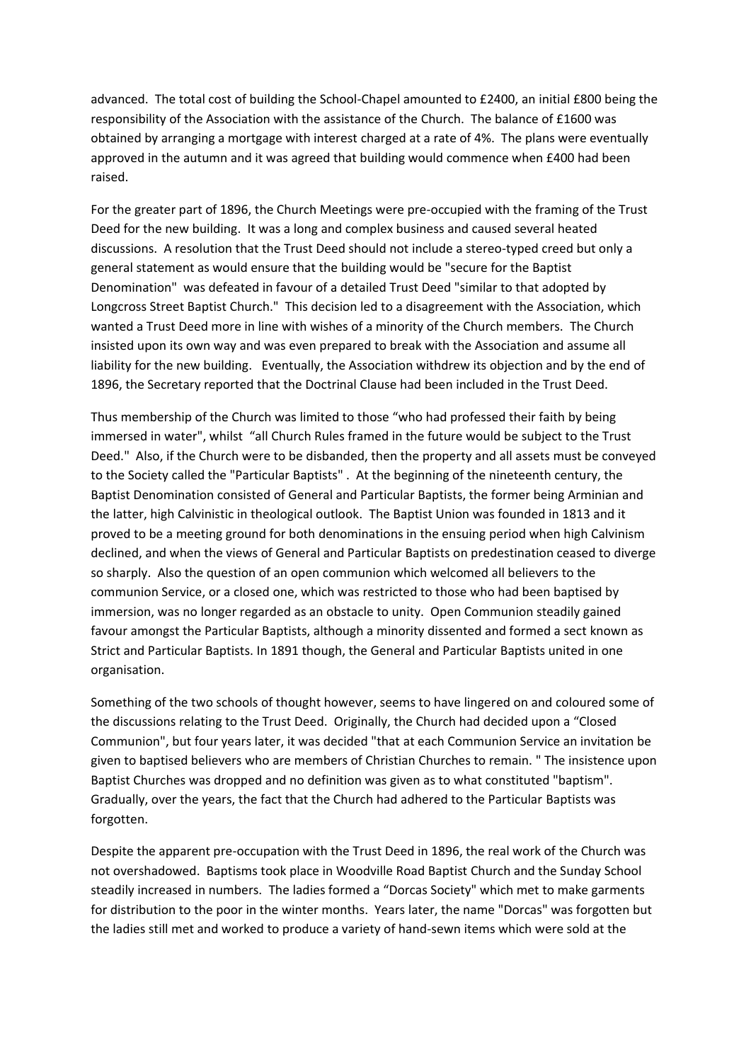advanced. The total cost of building the School-Chapel amounted to £2400, an initial £800 being the responsibility of the Association with the assistance of the Church. The balance of £1600 was obtained by arranging a mortgage with interest charged at a rate of 4%. The plans were eventually approved in the autumn and it was agreed that building would commence when £400 had been raised.

For the greater part of 1896, the Church Meetings were pre-occupied with the framing of the Trust Deed for the new building. It was a long and complex business and caused several heated discussions. A resolution that the Trust Deed should not include a stereo-typed creed but only a general statement as would ensure that the building would be "secure for the Baptist Denomination" was defeated in favour of a detailed Trust Deed "similar to that adopted by Longcross Street Baptist Church." This decision led to a disagreement with the Association, which wanted a Trust Deed more in line with wishes of a minority of the Church members. The Church insisted upon its own way and was even prepared to break with the Association and assume all liability for the new building. Eventually, the Association withdrew its objection and by the end of 1896, the Secretary reported that the Doctrinal Clause had been included in the Trust Deed.

Thus membership of the Church was limited to those "who had professed their faith by being immersed in water", whilst "all Church Rules framed in the future would be subject to the Trust Deed." Also, if the Church were to be disbanded, then the property and all assets must be conveyed to the Society called the "Particular Baptists" . At the beginning of the nineteenth century, the Baptist Denomination consisted of General and Particular Baptists, the former being Arminian and the latter, high Calvinistic in theological outlook. The Baptist Union was founded in 1813 and it proved to be a meeting ground for both denominations in the ensuing period when high Calvinism declined, and when the views of General and Particular Baptists on predestination ceased to diverge so sharply. Also the question of an open communion which welcomed all believers to the communion Service, or a closed one, which was restricted to those who had been baptised by immersion, was no longer regarded as an obstacle to unity. Open Communion steadily gained favour amongst the Particular Baptists, although a minority dissented and formed a sect known as Strict and Particular Baptists. In 1891 though, the General and Particular Baptists united in one organisation.

Something of the two schools of thought however, seems to have lingered on and coloured some of the discussions relating to the Trust Deed. Originally, the Church had decided upon a "Closed Communion", but four years later, it was decided "that at each Communion Service an invitation be given to baptised believers who are members of Christian Churches to remain. " The insistence upon Baptist Churches was dropped and no definition was given as to what constituted "baptism". Gradually, over the years, the fact that the Church had adhered to the Particular Baptists was forgotten.

Despite the apparent pre-occupation with the Trust Deed in 1896, the real work of the Church was not overshadowed. Baptisms took place in Woodville Road Baptist Church and the Sunday School steadily increased in numbers. The ladies formed a "Dorcas Society" which met to make garments for distribution to the poor in the winter months. Years later, the name "Dorcas" was forgotten but the ladies still met and worked to produce a variety of hand-sewn items which were sold at the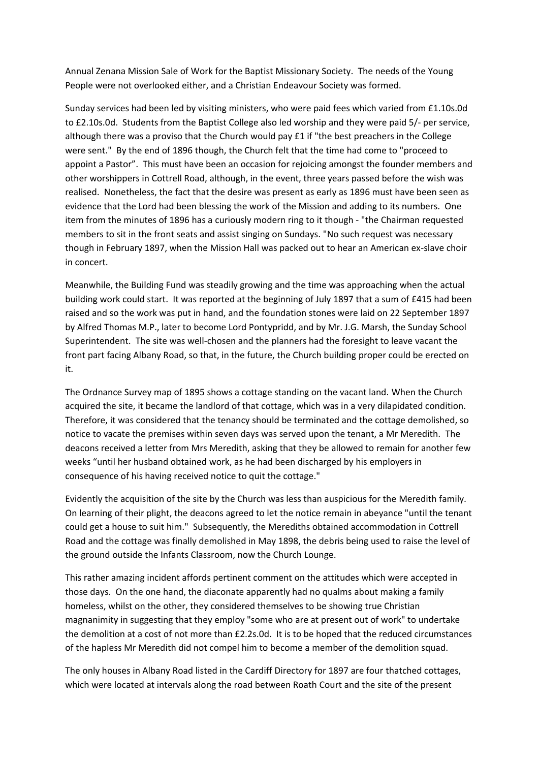Annual Zenana Mission Sale of Work for the Baptist Missionary Society. The needs of the Young People were not overlooked either, and a Christian Endeavour Society was formed.

Sunday services had been led by visiting ministers, who were paid fees which varied from £1.10s.0d to £2.10s.0d. Students from the Baptist College also led worship and they were paid 5/- per service, although there was a proviso that the Church would pay £1 if "the best preachers in the College were sent." By the end of 1896 though, the Church felt that the time had come to "proceed to appoint a Pastor". This must have been an occasion for rejoicing amongst the founder members and other worshippers in Cottrell Road, although, in the event, three years passed before the wish was realised. Nonetheless, the fact that the desire was present as early as 1896 must have been seen as evidence that the Lord had been blessing the work of the Mission and adding to its numbers. One item from the minutes of 1896 has a curiously modern ring to it though - "the Chairman requested members to sit in the front seats and assist singing on Sundays. "No such request was necessary though in February 1897, when the Mission Hall was packed out to hear an American ex-slave choir in concert.

Meanwhile, the Building Fund was steadily growing and the time was approaching when the actual building work could start. It was reported at the beginning of July 1897 that a sum of £415 had been raised and so the work was put in hand, and the foundation stones were laid on 22 September 1897 by Alfred Thomas M.P., later to become Lord Pontypridd, and by Mr. J.G. Marsh, the Sunday School Superintendent. The site was well-chosen and the planners had the foresight to leave vacant the front part facing Albany Road, so that, in the future, the Church building proper could be erected on it.

The Ordnance Survey map of 1895 shows a cottage standing on the vacant land. When the Church acquired the site, it became the landlord of that cottage, which was in a very dilapidated condition. Therefore, it was considered that the tenancy should be terminated and the cottage demolished, so notice to vacate the premises within seven days was served upon the tenant, a Mr Meredith. The deacons received a letter from Mrs Meredith, asking that they be allowed to remain for another few weeks "until her husband obtained work, as he had been discharged by his employers in consequence of his having received notice to quit the cottage."

Evidently the acquisition of the site by the Church was less than auspicious for the Meredith family. On learning of their plight, the deacons agreed to let the notice remain in abeyance "until the tenant could get a house to suit him." Subsequently, the Merediths obtained accommodation in Cottrell Road and the cottage was finally demolished in May 1898, the debris being used to raise the level of the ground outside the Infants Classroom, now the Church Lounge.

This rather amazing incident affords pertinent comment on the attitudes which were accepted in those days. On the one hand, the diaconate apparently had no qualms about making a family homeless, whilst on the other, they considered themselves to be showing true Christian magnanimity in suggesting that they employ "some who are at present out of work" to undertake the demolition at a cost of not more than £2.2s.0d. It is to be hoped that the reduced circumstances of the hapless Mr Meredith did not compel him to become a member of the demolition squad.

The only houses in Albany Road listed in the Cardiff Directory for 1897 are four thatched cottages, which were located at intervals along the road between Roath Court and the site of the present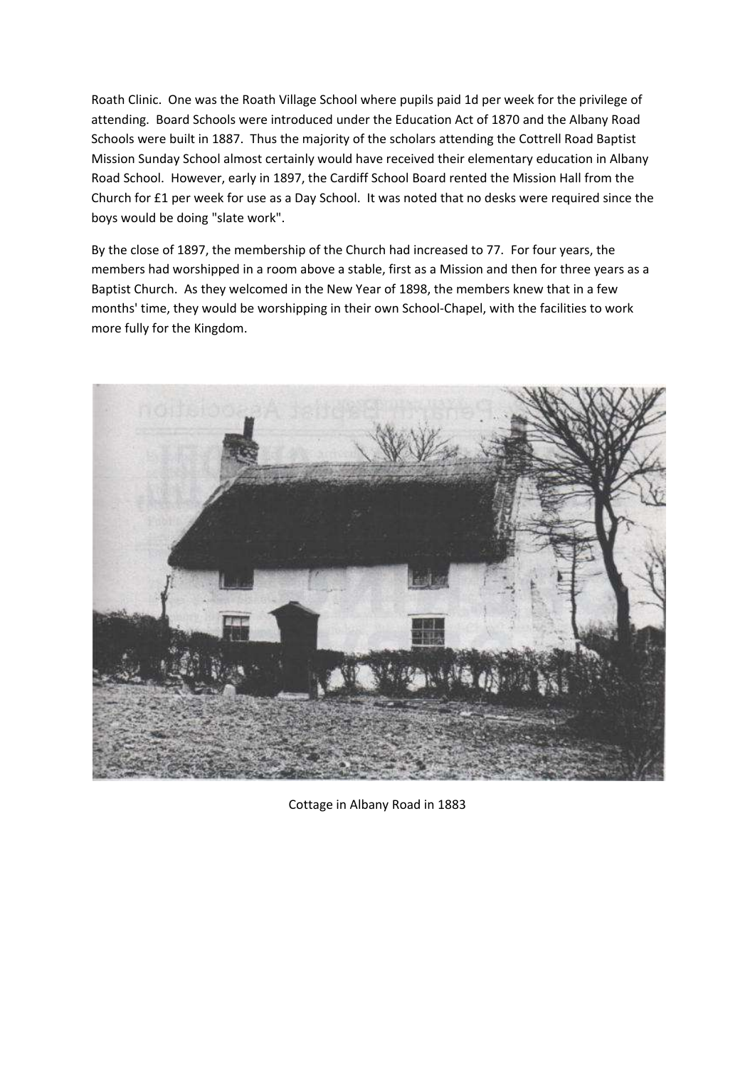Roath Clinic. One was the Roath Village School where pupils paid 1d per week for the privilege of attending. Board Schools were introduced under the Education Act of 1870 and the Albany Road Schools were built in 1887. Thus the majority of the scholars attending the Cottrell Road Baptist Mission Sunday School almost certainly would have received their elementary education in Albany Road School. However, early in 1897, the Cardiff School Board rented the Mission Hall from the Church for £1 per week for use as a Day School. It was noted that no desks were required since the boys would be doing "slate work".

By the close of 1897, the membership of the Church had increased to 77. For four years, the members had worshipped in a room above a stable, first as a Mission and then for three years as a Baptist Church. As they welcomed in the New Year of 1898, the members knew that in a few months' time, they would be worshipping in their own School-Chapel, with the facilities to work more fully for the Kingdom.

Cottage in Albany Road in 1883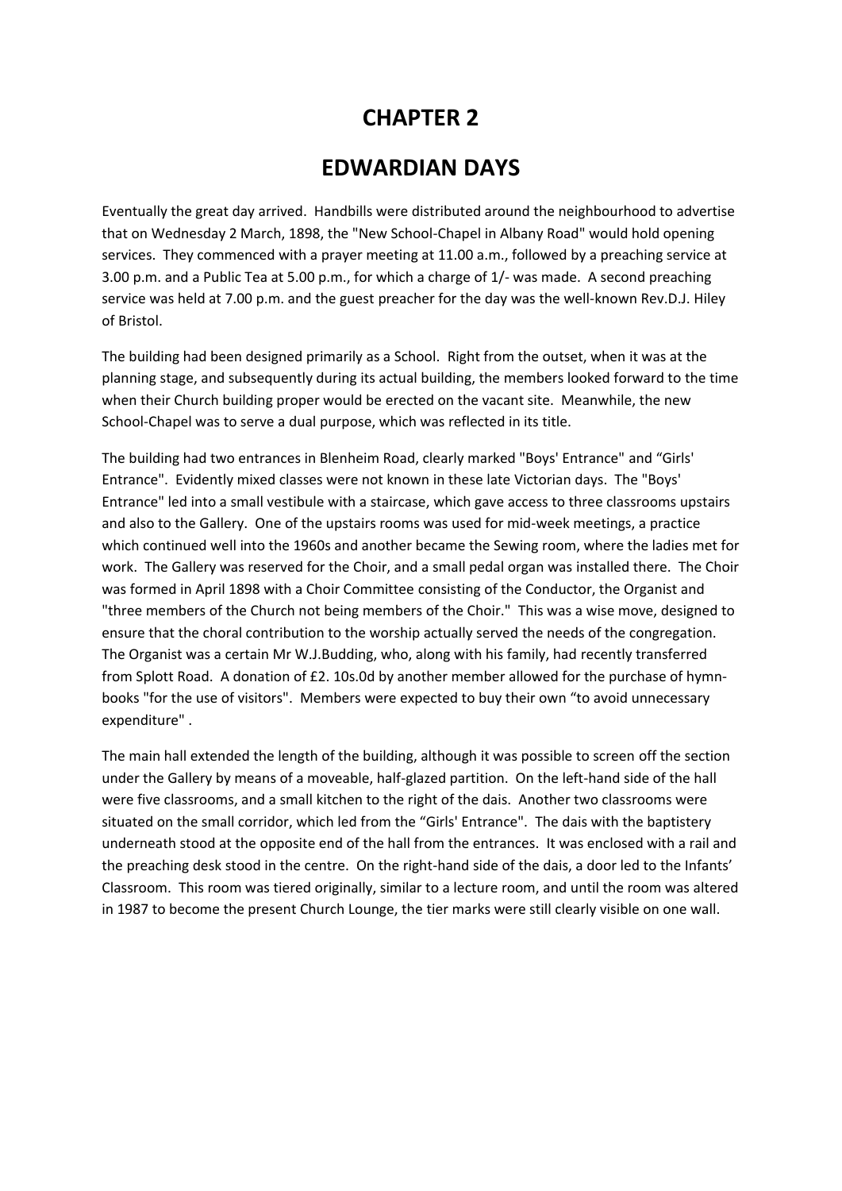# CHAPTER 2

# EDWARDIAN DAYS

Eventually the great day arrived. Handbills were distributed around the neighbourhood to advertise that on Wednesday 2 March, 1898, the "New School-Chapel in Albany Road" would hold opening services. They commenced with a prayer meeting at 11.00 a.m., followed by a preaching service at 3.00 p.m. and a Public Tea at 5.00 p.m., for which a charge of 1/- was made. A second preaching service was held at 7.00 p.m. and the guest preacher for the day was the well-known Rev.D.J. Hiley of Bristol.

The building had been designed primarily as a School. Right from the outset, when it was at the planning stage, and subsequently during its actual building, the members looked forward to the time when their Church building proper would be erected on the vacant site. Meanwhile, the new School-Chapel was to serve a dual purpose, which was reflected in its title.

The building had two entrances in Blenheim Road, clearly marked "Boys' Entrance" and "Girls' Entrance". Evidently mixed classes were not known in these late Victorian days. The "Boys' Entrance" led into a small vestibule with a staircase, which gave access to three classrooms upstairs and also to the Gallery. One of the upstairs rooms was used for mid-week meetings, a practice which continued well into the 1960s and another became the Sewing room, where the ladies met for work. The Gallery was reserved for the Choir, and a small pedal organ was installed there. The Choir was formed in April 1898 with a Choir Committee consisting of the Conductor, the Organist and "three members of the Church not being members of the Choir." This was a wise move, designed to ensure that the choral contribution to the worship actually served the needs of the congregation. The Organist was a certain Mr W.J.Budding, who, along with his family, had recently transferred from Splott Road. A donation of £2. 10s.0d by another member allowed for the purchase of hymn-books "for the use of visitors". Members were expected to buy their own "to avoid unnecessary expenditure" .

The main hall extended the length of the building, although it was possible to screen off the section under the Gallery by means of a moveable, half-glazed partition. On the left-hand side of the hall were five classrooms, and a small kitchen to the right of the dais. Another two classrooms were situated on the small corridor, which led from the "Girls' Entrance". The dais with the baptistery underneath stood at the opposite end of the hall from the entrances. It was enclosed with a rail and the preaching desk stood in the centre. On the right-hand side of the dais, a door led to the Infants' Classroom. This room was tiered originally, similar to a lecture room, and until the room was altered in 1987 to become the present Church Lounge, the tier marks were still clearly visible on one wall.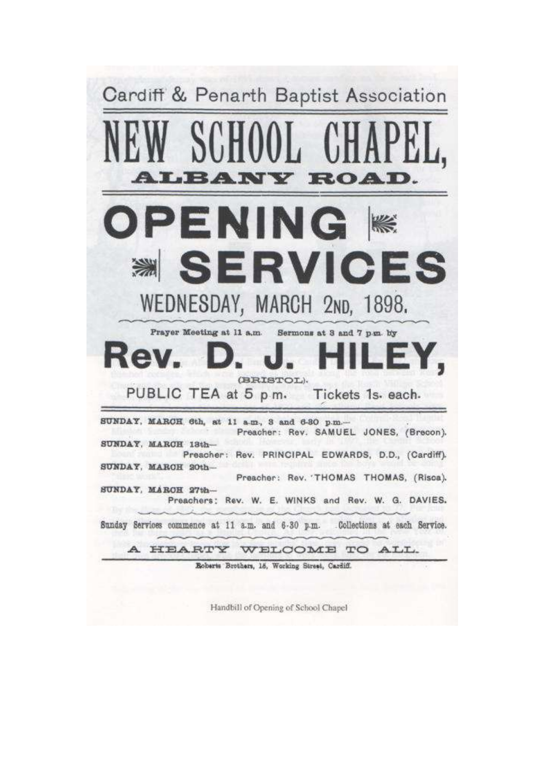# Cardiff & Penarth Baptist Association

# NEW SCHOOL CHAPEL,

## ALBANY ROAD.

# OPENING SERVICES

## WEDNESDAY, MARCH 2ND, 1898.

Prayer Meeting at 11 a.m. Sermons at 3 and 7 p.m. by

# Rev. D. J. HILEY,

(BRISTOL).

PUBLIC TEA at 5 p.m. Tickets 1s. each.

SUNDAY, MARCH 6th, at 11 a.m., 3 and 6-30 p.m.—
Preacher: Rev. SAMUEL JONES, (Brecon).

SUNDAY, MARCH 13th—
Preacher: Rev. PRINCIPAL EDWARDS, D.D., (Cardiff).

SUNDAY, MARCH 20th—
Preacher: Rev. THOMAS THOMAS, (Risca).

SUNDAY, MARCH 27th—
Preachers: Rev. W. E. WINKS and Rev. W. G. DAVIES.

Sunday Services commence at 11 a.m. and 6-30 p.m. Collections at each Service.

**A HEARTY WELCOME TO ALL.**

Roberts Brothers, 16, Working Street, Cardiff.

Handbill of Opening of School Chapel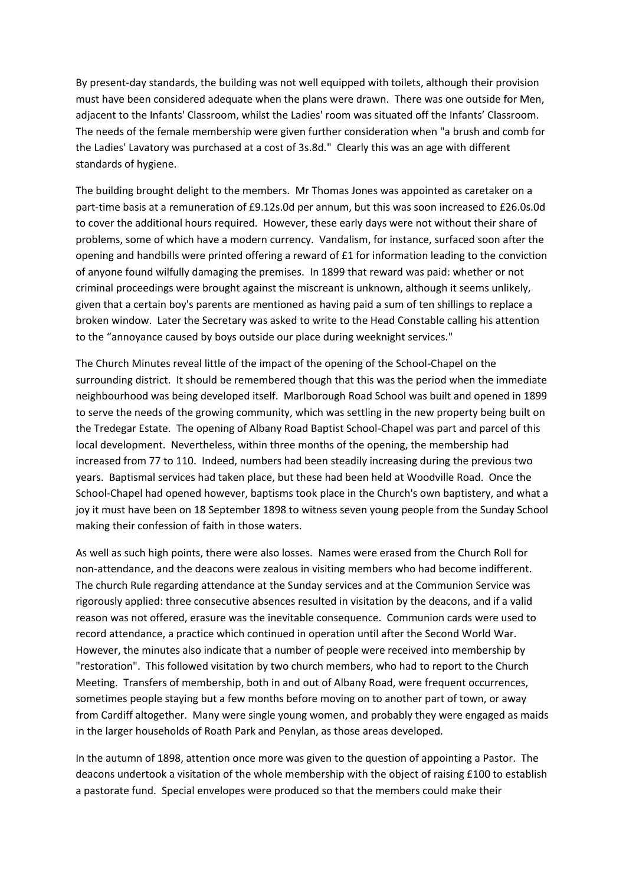By present-day standards, the building was not well equipped with toilets, although their provision must have been considered adequate when the plans were drawn. There was one outside for Men, adjacent to the Infants' Classroom, whilst the Ladies' room was situated off the Infants' Classroom. The needs of the female membership were given further consideration when "a brush and comb for the Ladies' Lavatory was purchased at a cost of 3s.8d." Clearly this was an age with different standards of hygiene.

The building brought delight to the members. Mr Thomas Jones was appointed as caretaker on a part-time basis at a remuneration of £9.12s.0d per annum, but this was soon increased to £26.0s.0d to cover the additional hours required. However, these early days were not without their share of problems, some of which have a modern currency. Vandalism, for instance, surfaced soon after the opening and handbills were printed offering a reward of £1 for information leading to the conviction of anyone found wilfully damaging the premises. In 1899 that reward was paid: whether or not criminal proceedings were brought against the miscreant is unknown, although it seems unlikely, given that a certain boy's parents are mentioned as having paid a sum of ten shillings to replace a broken window. Later the Secretary was asked to write to the Head Constable calling his attention to the "annoyance caused by boys outside our place during weeknight services."

The Church Minutes reveal little of the impact of the opening of the School-Chapel on the surrounding district. It should be remembered though that this was the period when the immediate neighbourhood was being developed itself. Marlborough Road School was built and opened in 1899 to serve the needs of the growing community, which was settling in the new property being built on the Tredegar Estate. The opening of Albany Road Baptist School-Chapel was part and parcel of this local development. Nevertheless, within three months of the opening, the membership had increased from 77 to 110. Indeed, numbers had been steadily increasing during the previous two years. Baptismal services had taken place, but these had been held at Woodville Road. Once the School-Chapel had opened however, baptisms took place in the Church's own baptistery, and what a joy it must have been on 18 September 1898 to witness seven young people from the Sunday School making their confession of faith in those waters.

As well as such high points, there were also losses. Names were erased from the Church Roll for non-attendance, and the deacons were zealous in visiting members who had become indifferent. The church Rule regarding attendance at the Sunday services and at the Communion Service was rigorously applied: three consecutive absences resulted in visitation by the deacons, and if a valid reason was not offered, erasure was the inevitable consequence. Communion cards were used to record attendance, a practice which continued in operation until after the Second World War. However, the minutes also indicate that a number of people were received into membership by "restoration". This followed visitation by two church members, who had to report to the Church Meeting. Transfers of membership, both in and out of Albany Road, were frequent occurrences, sometimes people staying but a few months before moving on to another part of town, or away from Cardiff altogether. Many were single young women, and probably they were engaged as maids in the larger households of Roath Park and Penylan, as those areas developed.

In the autumn of 1898, attention once more was given to the question of appointing a Pastor. The deacons undertook a visitation of the whole membership with the object of raising £100 to establish a pastorate fund. Special envelopes were produced so that the members could make their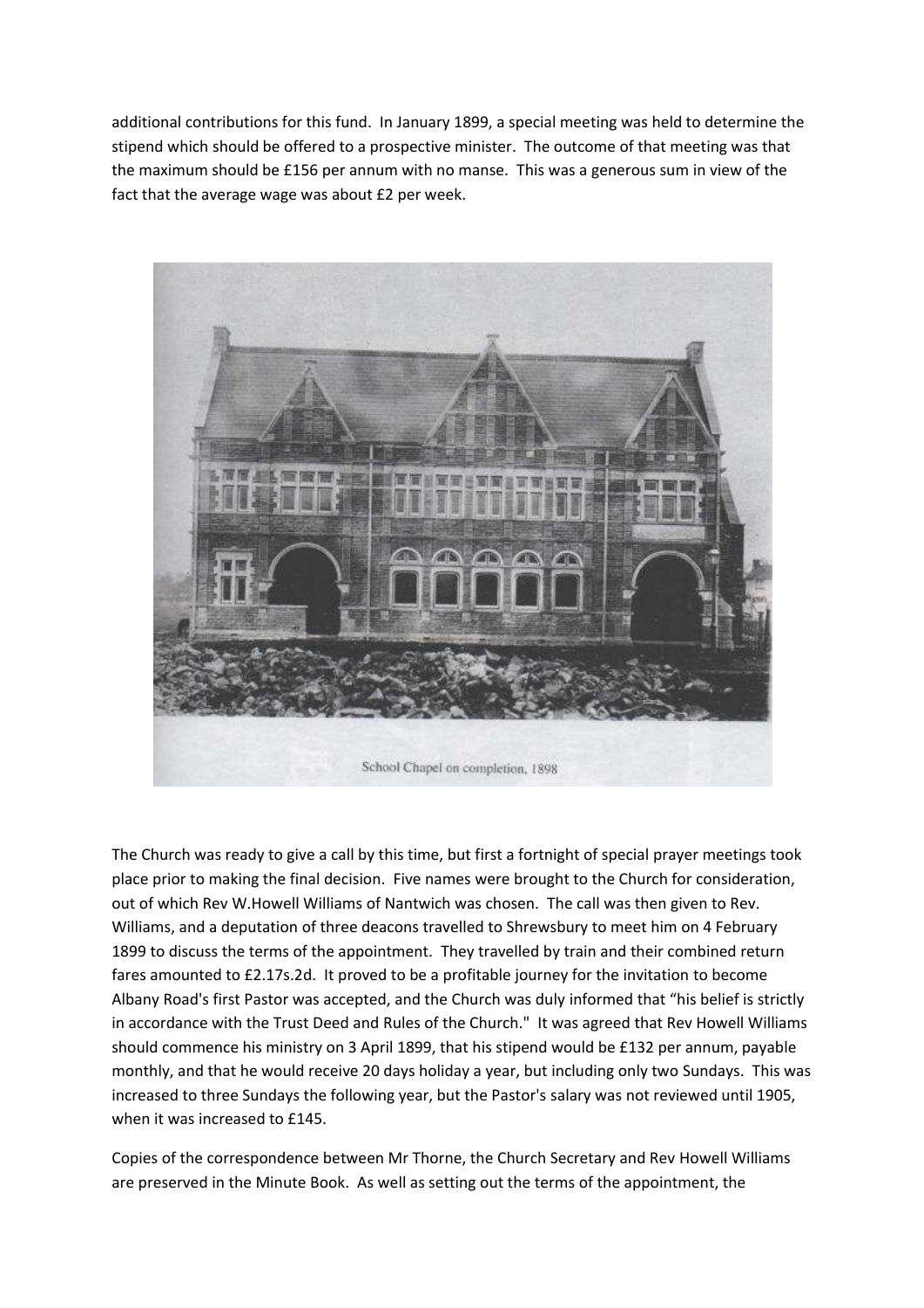additional contributions for this fund. In January 1899, a special meeting was held to determine the stipend which should be offered to a prospective minister. The outcome of that meeting was that the maximum should be £156 per annum with no manse. This was a generous sum in view of the fact that the average wage was about £2 per week.

School Chapel on completion, 1898

The Church was ready to give a call by this time, but first a fortnight of special prayer meetings took place prior to making the final decision. Five names were brought to the Church for consideration, out of which Rev W.Howell Williams of Nantwich was chosen. The call was then given to Rev. Williams, and a deputation of three deacons travelled to Shrewsbury to meet him on 4 February 1899 to discuss the terms of the appointment. They travelled by train and their combined return fares amounted to £2.17s.2d. It proved to be a profitable journey for the invitation to become Albany Road's first Pastor was accepted, and the Church was duly informed that "his belief is strictly in accordance with the Trust Deed and Rules of the Church." It was agreed that Rev Howell Williams should commence his ministry on 3 April 1899, that his stipend would be £132 per annum, payable monthly, and that he would receive 20 days holiday a year, but including only two Sundays. This was increased to three Sundays the following year, but the Pastor's salary was not reviewed until 1905, when it was increased to £145.

Copies of the correspondence between Mr Thorne, the Church Secretary and Rev Howell Williams are preserved in the Minute Book. As well as setting out the terms of the appointment, the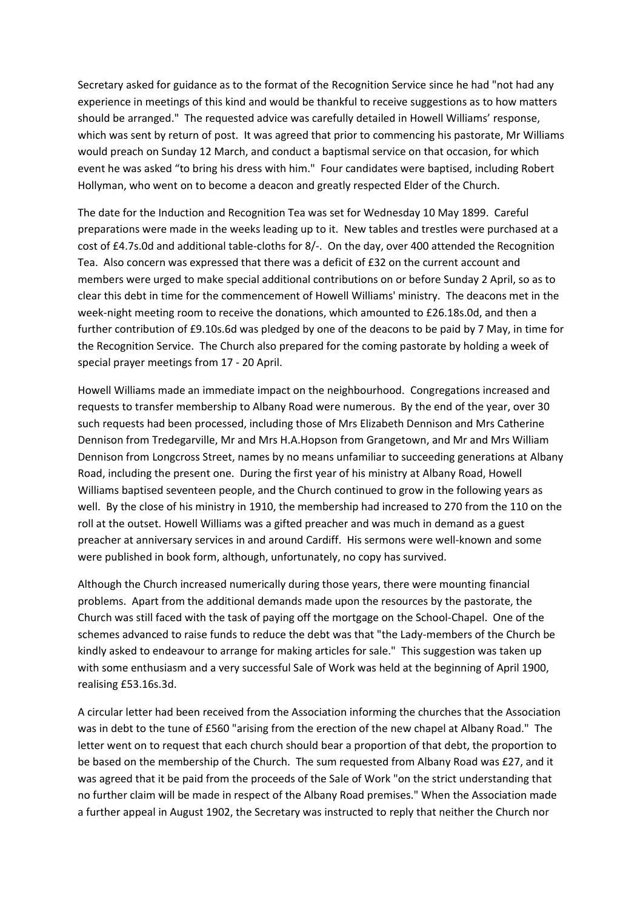Secretary asked for guidance as to the format of the Recognition Service since he had "not had any experience in meetings of this kind and would be thankful to receive suggestions as to how matters should be arranged." The requested advice was carefully detailed in Howell Williams' response, which was sent by return of post. It was agreed that prior to commencing his pastorate, Mr Williams would preach on Sunday 12 March, and conduct a baptismal service on that occasion, for which event he was asked "to bring his dress with him." Four candidates were baptised, including Robert Hollyman, who went on to become a deacon and greatly respected Elder of the Church.

The date for the Induction and Recognition Tea was set for Wednesday 10 May 1899. Careful preparations were made in the weeks leading up to it. New tables and trestles were purchased at a cost of £4.7s.0d and additional table-cloths for 8/-. On the day, over 400 attended the Recognition Tea. Also concern was expressed that there was a deficit of £32 on the current account and members were urged to make special additional contributions on or before Sunday 2 April, so as to clear this debt in time for the commencement of Howell Williams' ministry. The deacons met in the week-night meeting room to receive the donations, which amounted to £26.18s.0d, and then a further contribution of £9.10s.6d was pledged by one of the deacons to be paid by 7 May, in time for the Recognition Service. The Church also prepared for the coming pastorate by holding a week of special prayer meetings from 17 - 20 April.

Howell Williams made an immediate impact on the neighbourhood. Congregations increased and requests to transfer membership to Albany Road were numerous. By the end of the year, over 30 such requests had been processed, including those of Mrs Elizabeth Dennison and Mrs Catherine Dennison from Tredegarville, Mr and Mrs H.A.Hopson from Grangetown, and Mr and Mrs William Dennison from Longcross Street, names by no means unfamiliar to succeeding generations at Albany Road, including the present one. During the first year of his ministry at Albany Road, Howell Williams baptised seventeen people, and the Church continued to grow in the following years as well. By the close of his ministry in 1910, the membership had increased to 270 from the 110 on the roll at the outset. Howell Williams was a gifted preacher and was much in demand as a guest preacher at anniversary services in and around Cardiff. His sermons were well-known and some were published in book form, although, unfortunately, no copy has survived.

Although the Church increased numerically during those years, there were mounting financial problems. Apart from the additional demands made upon the resources by the pastorate, the Church was still faced with the task of paying off the mortgage on the School-Chapel. One of the schemes advanced to raise funds to reduce the debt was that "the Lady-members of the Church be kindly asked to endeavour to arrange for making articles for sale." This suggestion was taken up with some enthusiasm and a very successful Sale of Work was held at the beginning of April 1900, realising £53.16s.3d.

A circular letter had been received from the Association informing the churches that the Association was in debt to the tune of £560 "arising from the erection of the new chapel at Albany Road." The letter went on to request that each church should bear a proportion of that debt, the proportion to be based on the membership of the Church. The sum requested from Albany Road was £27, and it was agreed that it be paid from the proceeds of the Sale of Work "on the strict understanding that no further claim will be made in respect of the Albany Road premises." When the Association made a further appeal in August 1902, the Secretary was instructed to reply that neither the Church nor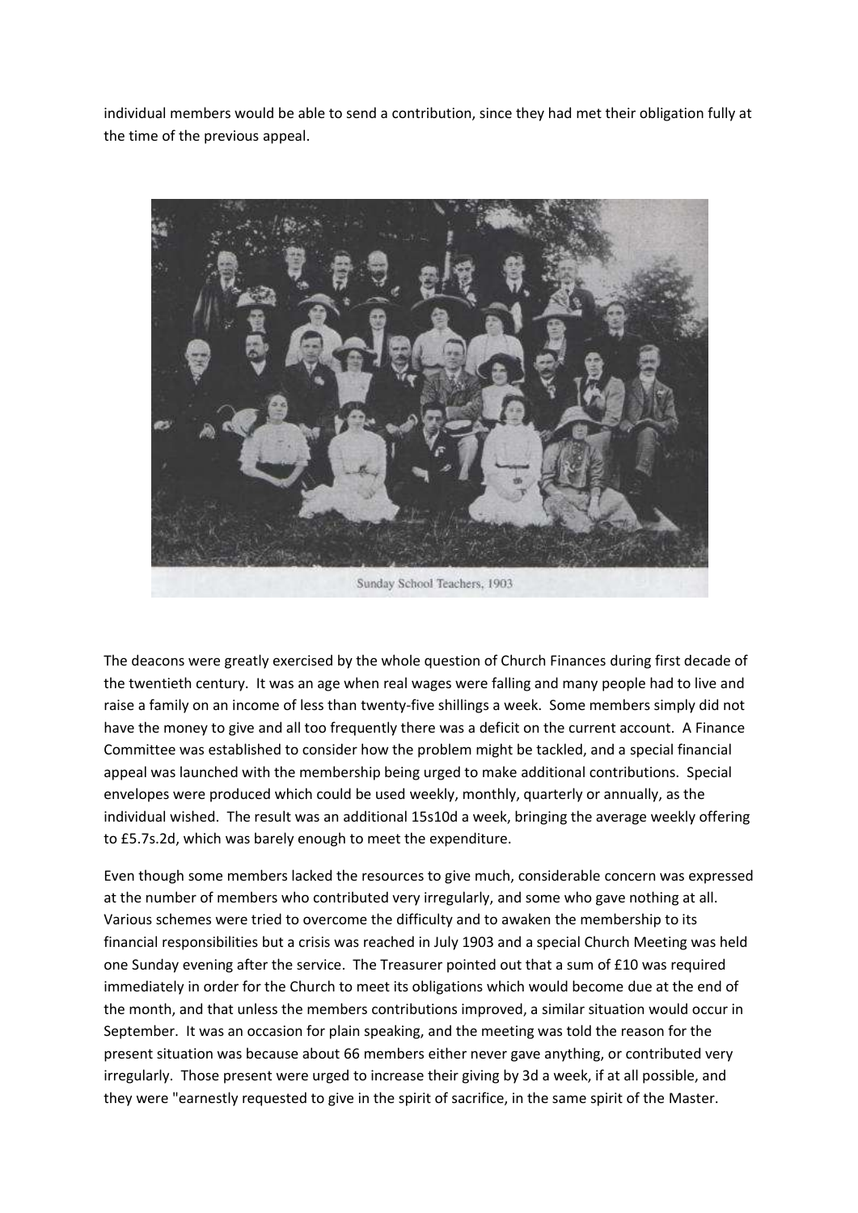individual members would be able to send a contribution, since they had met their obligation fully at the time of the previous appeal.

Sunday School Teachers, 1903

The deacons were greatly exercised by the whole question of Church Finances during first decade of the twentieth century. It was an age when real wages were falling and many people had to live and raise a family on an income of less than twenty-five shillings a week. Some members simply did not have the money to give and all too frequently there was a deficit on the current account. A Finance Committee was established to consider how the problem might be tackled, and a special financial appeal was launched with the membership being urged to make additional contributions. Special envelopes were produced which could be used weekly, monthly, quarterly or annually, as the individual wished. The result was an additional 15s10d a week, bringing the average weekly offering to £5.7s.2d, which was barely enough to meet the expenditure.

Even though some members lacked the resources to give much, considerable concern was expressed at the number of members who contributed very irregularly, and some who gave nothing at all. Various schemes were tried to overcome the difficulty and to awaken the membership to its financial responsibilities but a crisis was reached in July 1903 and a special Church Meeting was held one Sunday evening after the service. The Treasurer pointed out that a sum of £10 was required immediately in order for the Church to meet its obligations which would become due at the end of the month, and that unless the members contributions improved, a similar situation would occur in September. It was an occasion for plain speaking, and the meeting was told the reason for the present situation was because about 66 members either never gave anything, or contributed very irregularly. Those present were urged to increase their giving by 3d a week, if at all possible, and they were "earnestly requested to give in the spirit of sacrifice, in the same spirit of the Master.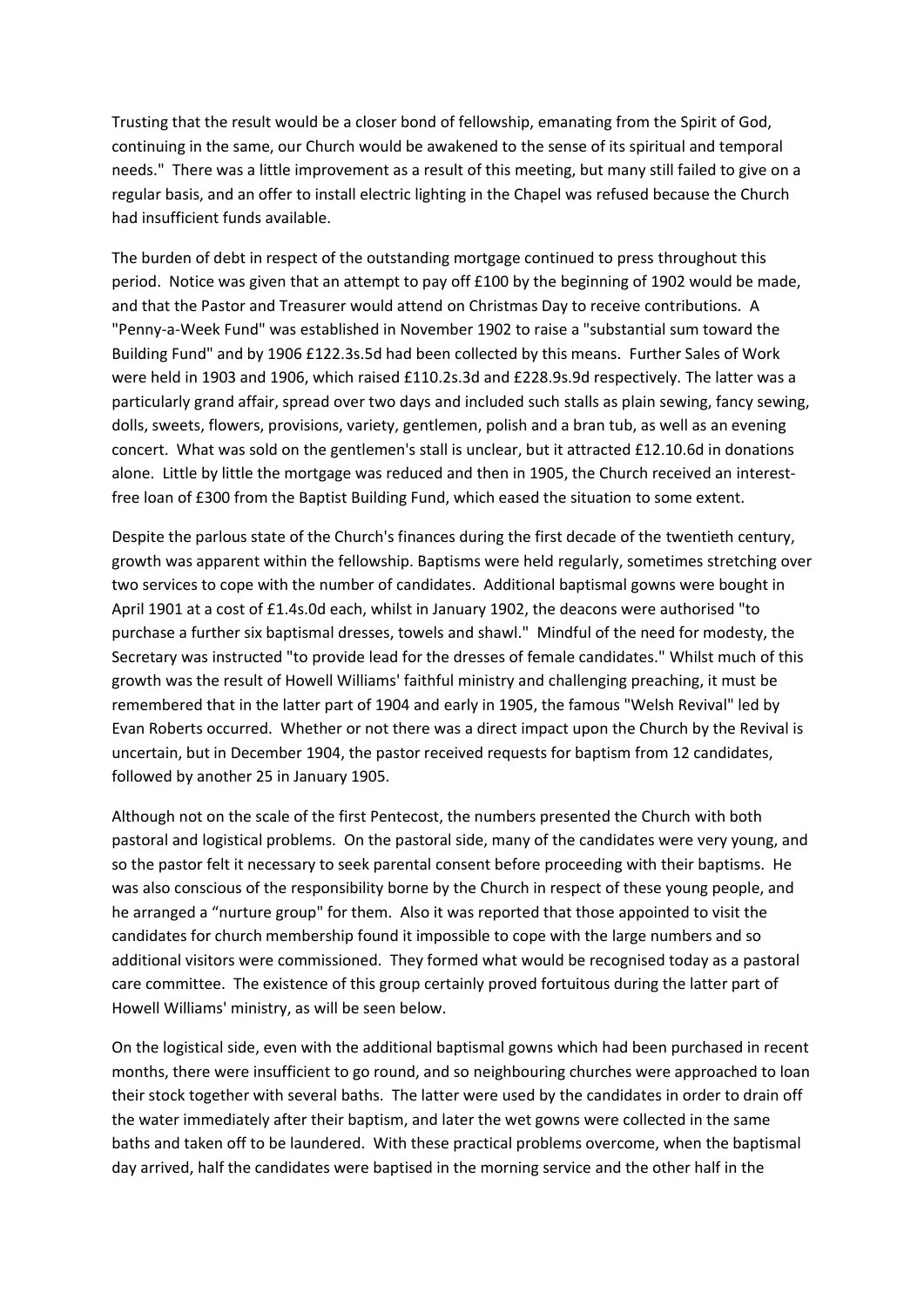Trusting that the result would be a closer bond of fellowship, emanating from the Spirit of God, continuing in the same, our Church would be awakened to the sense of its spiritual and temporal needs."  There was a little improvement as a result of this meeting, but many still failed to give on a regular basis, and an offer to install electric lighting in the Chapel was refused because the Church had insufficient funds available.

The burden of debt in respect of the outstanding mortgage continued to press throughout this period.  Notice was given that an attempt to pay off £100 by the beginning of 1902 would be made, and that the Pastor and Treasurer would attend on Christmas Day to receive contributions.  A "Penny-a-Week Fund" was established in November 1902 to raise a "substantial sum toward the Building Fund" and by 1906 £122.3s.5d had been collected by this means.  Further Sales of Work were held in 1903 and 1906, which raised £110.2s.3d and £228.9s.9d respectively. The latter was a particularly grand affair, spread over two days and included such stalls as plain sewing, fancy sewing, dolls, sweets, flowers, provisions, variety, gentlemen, polish and a bran tub, as well as an evening concert.  What was sold on the gentlemen's stall is unclear, but it attracted £12.10.6d in donations alone.  Little by little the mortgage was reduced and then in 1905, the Church received an interest-free loan of £300 from the Baptist Building Fund, which eased the situation to some extent.

Despite the parlous state of the Church's finances during the first decade of the twentieth century, growth was apparent within the fellowship. Baptisms were held regularly, sometimes stretching over two services to cope with the number of candidates.  Additional baptismal gowns were bought in April 1901 at a cost of £1.4s.0d each, whilst in January 1902, the deacons were authorised "to purchase a further six baptismal dresses, towels and shawl."  Mindful of the need for modesty, the Secretary was instructed "to provide lead for the dresses of female candidates." Whilst much of this growth was the result of Howell Williams' faithful ministry and challenging preaching, it must be remembered that in the latter part of 1904 and early in 1905, the famous "Welsh Revival" led by Evan Roberts occurred.  Whether or not there was a direct impact upon the Church by the Revival is uncertain, but in December 1904, the pastor received requests for baptism from 12 candidates, followed by another 25 in January 1905.

Although not on the scale of the first Pentecost, the numbers presented the Church with both pastoral and logistical problems.  On the pastoral side, many of the candidates were very young, and so the pastor felt it necessary to seek parental consent before proceeding with their baptisms.  He was also conscious of the responsibility borne by the Church in respect of these young people, and he arranged a "nurture group" for them.  Also it was reported that those appointed to visit the candidates for church membership found it impossible to cope with the large numbers and so additional visitors were commissioned.  They formed what would be recognised today as a pastoral care committee.  The existence of this group certainly proved fortuitous during the latter part of Howell Williams' ministry, as will be seen below.

On the logistical side, even with the additional baptismal gowns which had been purchased in recent months, there were insufficient to go round, and so neighbouring churches were approached to loan their stock together with several baths.  The latter were used by the candidates in order to drain off the water immediately after their baptism, and later the wet gowns were collected in the same baths and taken off to be laundered.  With these practical problems overcome, when the baptismal day arrived, half the candidates were baptised in the morning service and the other half in the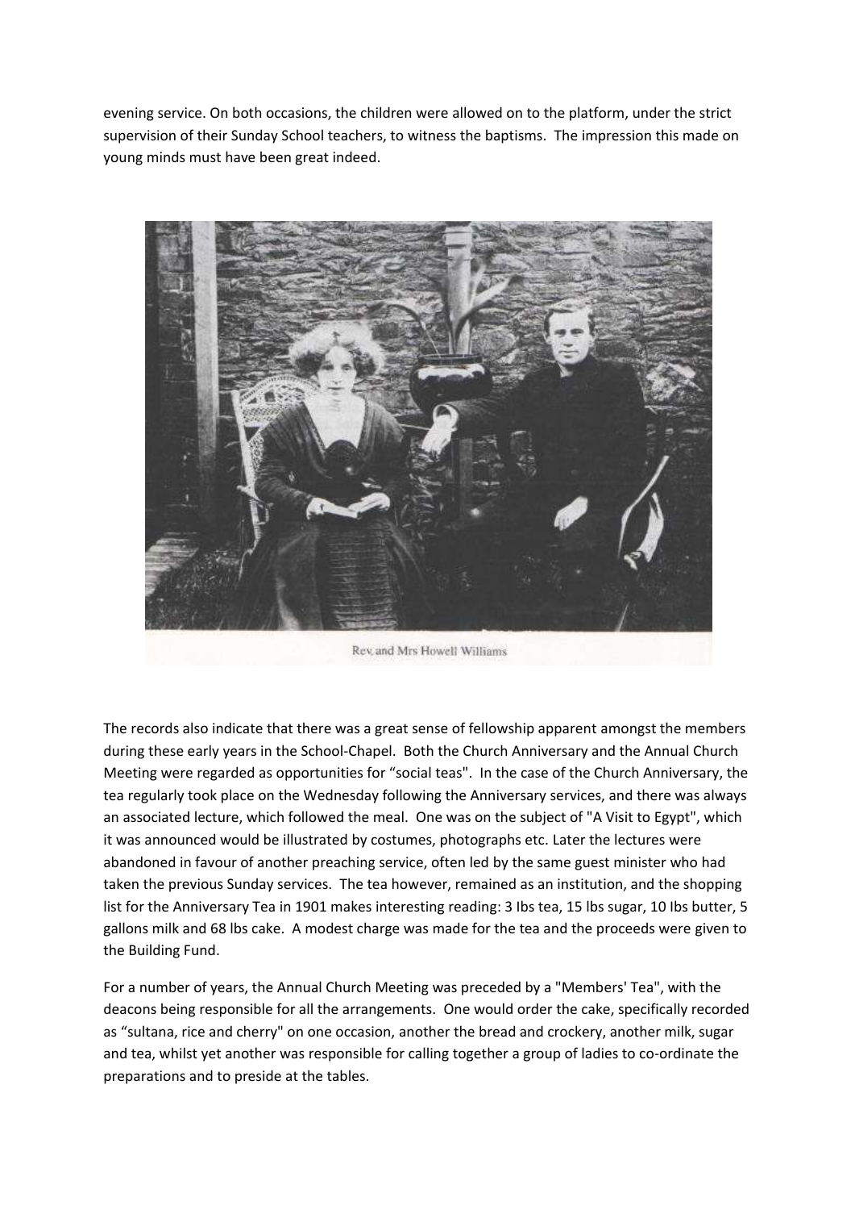evening service. On both occasions, the children were allowed on to the platform, under the strict supervision of their Sunday School teachers, to witness the baptisms. The impression this made on young minds must have been great indeed.

Rev. and Mrs Howell Williams

The records also indicate that there was a great sense of fellowship apparent amongst the members during these early years in the School-Chapel. Both the Church Anniversary and the Annual Church Meeting were regarded as opportunities for "social teas". In the case of the Church Anniversary, the tea regularly took place on the Wednesday following the Anniversary services, and there was always an associated lecture, which followed the meal. One was on the subject of "A Visit to Egypt", which it was announced would be illustrated by costumes, photographs etc. Later the lectures were abandoned in favour of another preaching service, often led by the same guest minister who had taken the previous Sunday services. The tea however, remained as an institution, and the shopping list for the Anniversary Tea in 1901 makes interesting reading: 3 Ibs tea, 15 lbs sugar, 10 Ibs butter, 5 gallons milk and 68 lbs cake. A modest charge was made for the tea and the proceeds were given to the Building Fund.

For a number of years, the Annual Church Meeting was preceded by a "Members' Tea", with the deacons being responsible for all the arrangements. One would order the cake, specifically recorded as "sultana, rice and cherry" on one occasion, another the bread and crockery, another milk, sugar and tea, whilst yet another was responsible for calling together a group of ladies to co-ordinate the preparations and to preside at the tables.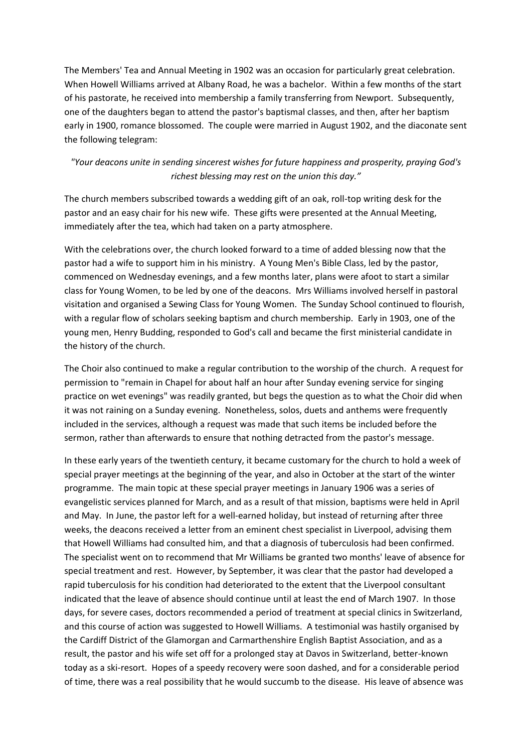The Members' Tea and Annual Meeting in 1902 was an occasion for particularly great celebration. When Howell Williams arrived at Albany Road, he was a bachelor. Within a few months of the start of his pastorate, he received into membership a family transferring from Newport. Subsequently, one of the daughters began to attend the pastor's baptismal classes, and then, after her baptism early in 1900, romance blossomed. The couple were married in August 1902, and the diaconate sent the following telegram:

*"Your deacons unite in sending sincerest wishes for future happiness and prosperity, praying God's richest blessing may rest on the union this day."*

The church members subscribed towards a wedding gift of an oak, roll-top writing desk for the pastor and an easy chair for his new wife. These gifts were presented at the Annual Meeting, immediately after the tea, which had taken on a party atmosphere.

With the celebrations over, the church looked forward to a time of added blessing now that the pastor had a wife to support him in his ministry. A Young Men's Bible Class, led by the pastor, commenced on Wednesday evenings, and a few months later, plans were afoot to start a similar class for Young Women, to be led by one of the deacons. Mrs Williams involved herself in pastoral visitation and organised a Sewing Class for Young Women. The Sunday School continued to flourish, with a regular flow of scholars seeking baptism and church membership. Early in 1903, one of the young men, Henry Budding, responded to God's call and became the first ministerial candidate in the history of the church.

The Choir also continued to make a regular contribution to the worship of the church. A request for permission to "remain in Chapel for about half an hour after Sunday evening service for singing practice on wet evenings" was readily granted, but begs the question as to what the Choir did when it was not raining on a Sunday evening. Nonetheless, solos, duets and anthems were frequently included in the services, although a request was made that such items be included before the sermon, rather than afterwards to ensure that nothing detracted from the pastor's message.

In these early years of the twentieth century, it became customary for the church to hold a week of special prayer meetings at the beginning of the year, and also in October at the start of the winter programme. The main topic at these special prayer meetings in January 1906 was a series of evangelistic services planned for March, and as a result of that mission, baptisms were held in April and May. In June, the pastor left for a well-earned holiday, but instead of returning after three weeks, the deacons received a letter from an eminent chest specialist in Liverpool, advising them that Howell Williams had consulted him, and that a diagnosis of tuberculosis had been confirmed. The specialist went on to recommend that Mr Williams be granted two months' leave of absence for special treatment and rest. However, by September, it was clear that the pastor had developed a rapid tuberculosis for his condition had deteriorated to the extent that the Liverpool consultant indicated that the leave of absence should continue until at least the end of March 1907. In those days, for severe cases, doctors recommended a period of treatment at special clinics in Switzerland, and this course of action was suggested to Howell Williams. A testimonial was hastily organised by the Cardiff District of the Glamorgan and Carmarthenshire English Baptist Association, and as a result, the pastor and his wife set off for a prolonged stay at Davos in Switzerland, better-known today as a ski-resort. Hopes of a speedy recovery were soon dashed, and for a considerable period of time, there was a real possibility that he would succumb to the disease. His leave of absence was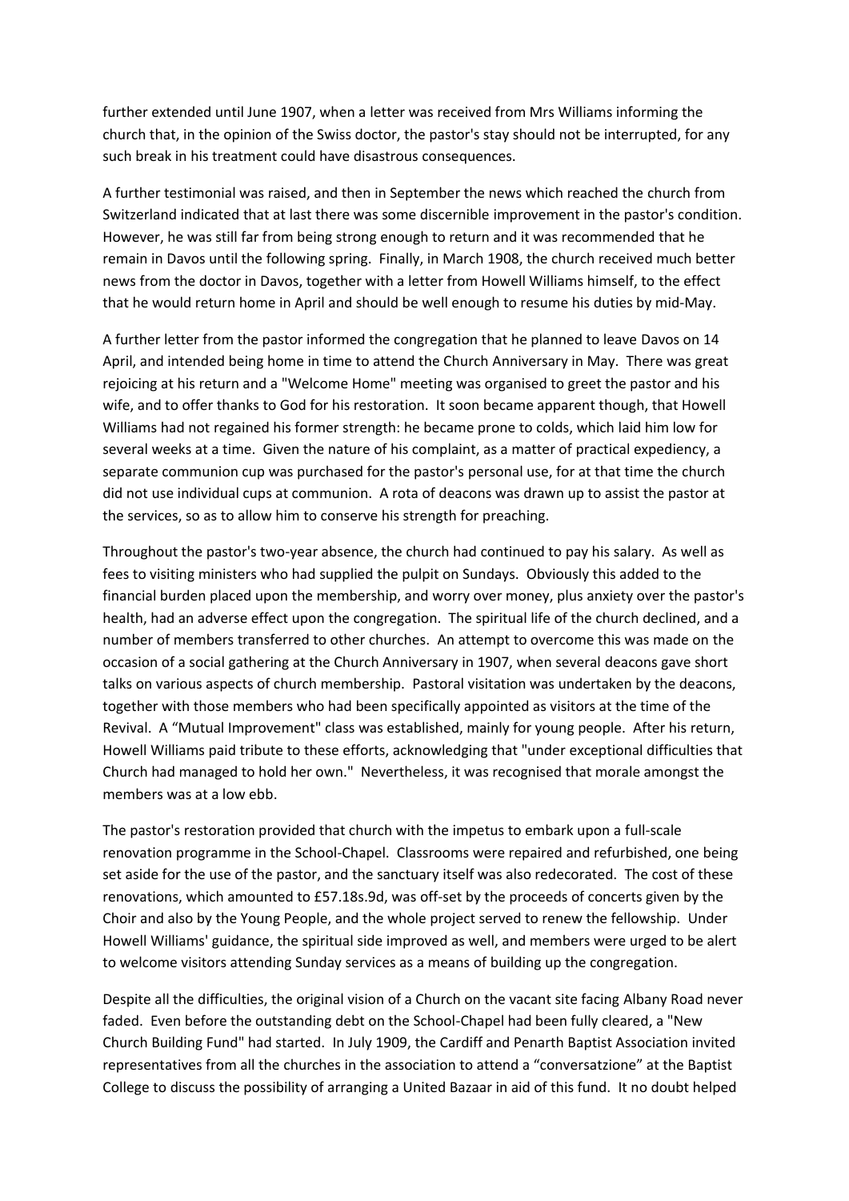further extended until June 1907, when a letter was received from Mrs Williams informing the church that, in the opinion of the Swiss doctor, the pastor's stay should not be interrupted, for any such break in his treatment could have disastrous consequences.

A further testimonial was raised, and then in September the news which reached the church from Switzerland indicated that at last there was some discernible improvement in the pastor's condition. However, he was still far from being strong enough to return and it was recommended that he remain in Davos until the following spring. Finally, in March 1908, the church received much better news from the doctor in Davos, together with a letter from Howell Williams himself, to the effect that he would return home in April and should be well enough to resume his duties by mid-May.

A further letter from the pastor informed the congregation that he planned to leave Davos on 14 April, and intended being home in time to attend the Church Anniversary in May. There was great rejoicing at his return and a "Welcome Home" meeting was organised to greet the pastor and his wife, and to offer thanks to God for his restoration. It soon became apparent though, that Howell Williams had not regained his former strength: he became prone to colds, which laid him low for several weeks at a time. Given the nature of his complaint, as a matter of practical expediency, a separate communion cup was purchased for the pastor's personal use, for at that time the church did not use individual cups at communion. A rota of deacons was drawn up to assist the pastor at the services, so as to allow him to conserve his strength for preaching.

Throughout the pastor's two-year absence, the church had continued to pay his salary. As well as fees to visiting ministers who had supplied the pulpit on Sundays. Obviously this added to the financial burden placed upon the membership, and worry over money, plus anxiety over the pastor's health, had an adverse effect upon the congregation. The spiritual life of the church declined, and a number of members transferred to other churches. An attempt to overcome this was made on the occasion of a social gathering at the Church Anniversary in 1907, when several deacons gave short talks on various aspects of church membership. Pastoral visitation was undertaken by the deacons, together with those members who had been specifically appointed as visitors at the time of the Revival. A "Mutual Improvement" class was established, mainly for young people. After his return, Howell Williams paid tribute to these efforts, acknowledging that "under exceptional difficulties that Church had managed to hold her own." Nevertheless, it was recognised that morale amongst the members was at a low ebb.

The pastor's restoration provided that church with the impetus to embark upon a full-scale renovation programme in the School-Chapel. Classrooms were repaired and refurbished, one being set aside for the use of the pastor, and the sanctuary itself was also redecorated. The cost of these renovations, which amounted to £57.18s.9d, was off-set by the proceeds of concerts given by the Choir and also by the Young People, and the whole project served to renew the fellowship. Under Howell Williams' guidance, the spiritual side improved as well, and members were urged to be alert to welcome visitors attending Sunday services as a means of building up the congregation.

Despite all the difficulties, the original vision of a Church on the vacant site facing Albany Road never faded. Even before the outstanding debt on the School-Chapel had been fully cleared, a "New Church Building Fund" had started. In July 1909, the Cardiff and Penarth Baptist Association invited representatives from all the churches in the association to attend a "conversatzione" at the Baptist College to discuss the possibility of arranging a United Bazaar in aid of this fund. It no doubt helped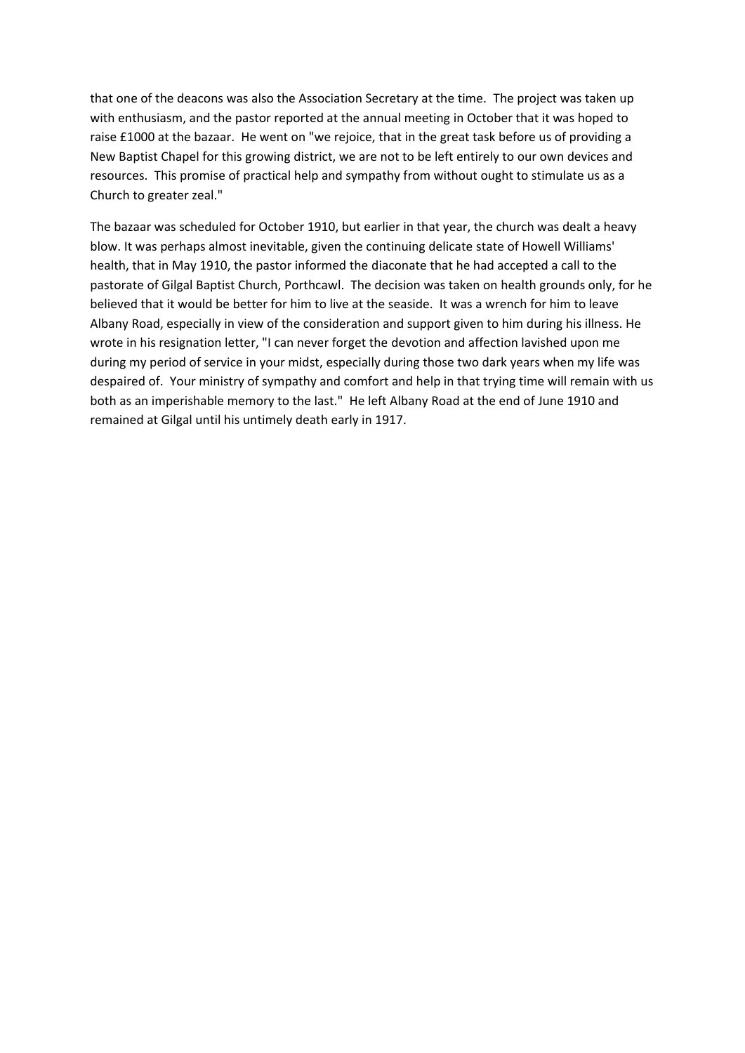that one of the deacons was also the Association Secretary at the time. The project was taken up with enthusiasm, and the pastor reported at the annual meeting in October that it was hoped to raise £1000 at the bazaar. He went on "we rejoice, that in the great task before us of providing a New Baptist Chapel for this growing district, we are not to be left entirely to our own devices and resources. This promise of practical help and sympathy from without ought to stimulate us as a Church to greater zeal."

The bazaar was scheduled for October 1910, but earlier in that year, the church was dealt a heavy blow. It was perhaps almost inevitable, given the continuing delicate state of Howell Williams' health, that in May 1910, the pastor informed the diaconate that he had accepted a call to the pastorate of Gilgal Baptist Church, Porthcawl. The decision was taken on health grounds only, for he believed that it would be better for him to live at the seaside. It was a wrench for him to leave Albany Road, especially in view of the consideration and support given to him during his illness. He wrote in his resignation letter, "I can never forget the devotion and affection lavished upon me during my period of service in your midst, especially during those two dark years when my life was despaired of. Your ministry of sympathy and comfort and help in that trying time will remain with us both as an imperishable memory to the last." He left Albany Road at the end of June 1910 and remained at Gilgal until his untimely death early in 1917.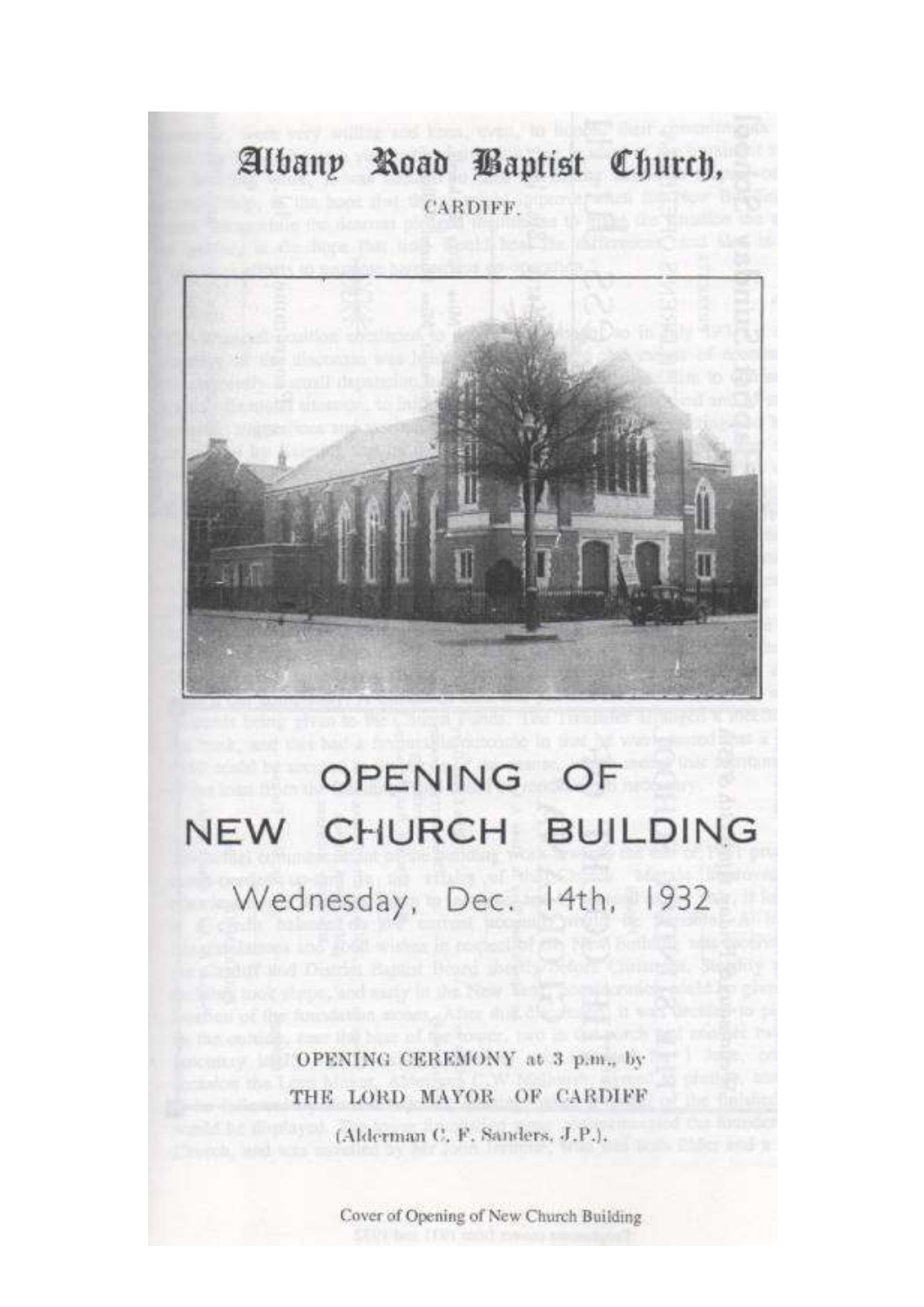# Albany Road Baptist Church,

CARDIFF.

# OPENING OF NEW CHURCH BUILDING

## Wednesday, Dec. 14th, 1932

OPENING CEREMONY at 3 p.m., by

THE LORD MAYOR OF CARDIFF

(Alderman C. F. Sanders, J.P.).

Cover of Opening of New Church Building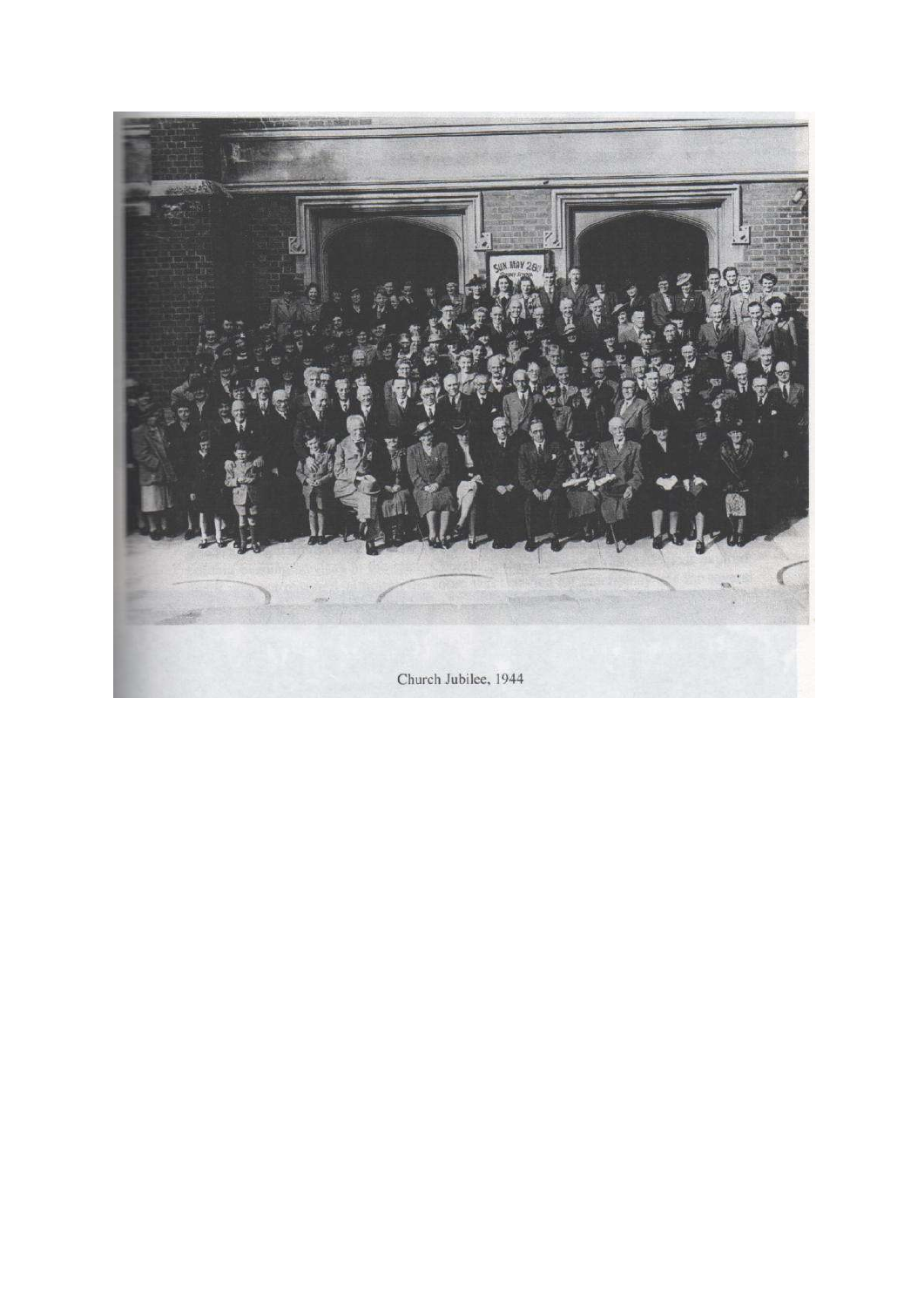Church Jubilee, 1944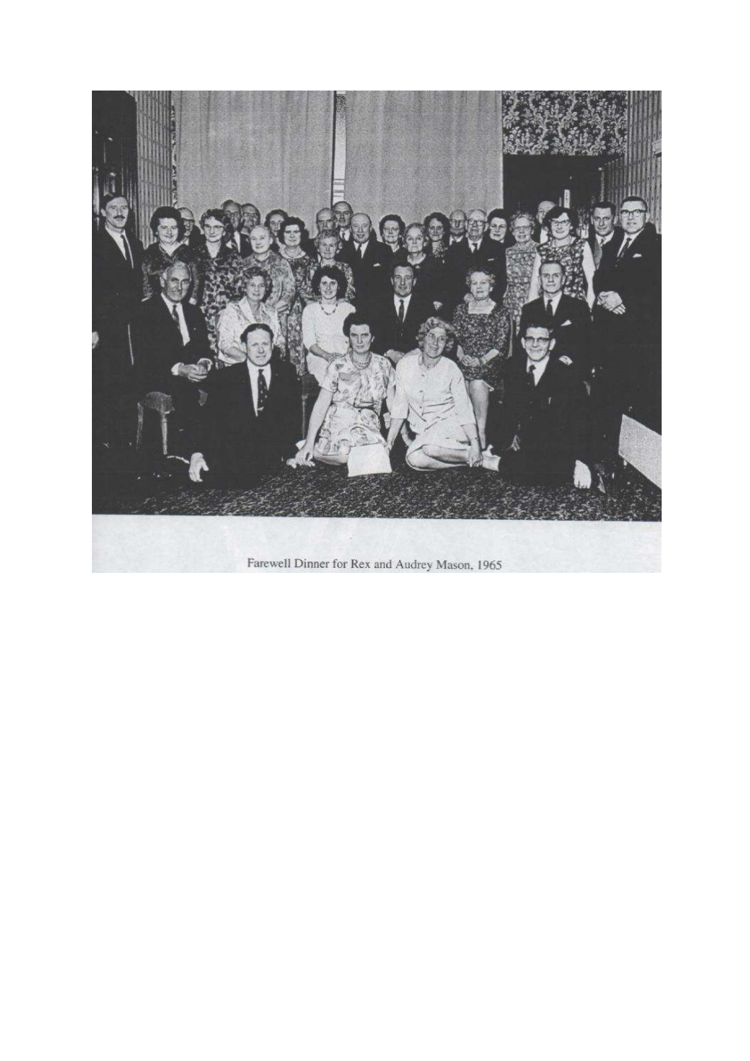Farewell Dinner for Rex and Audrey Mason, 1965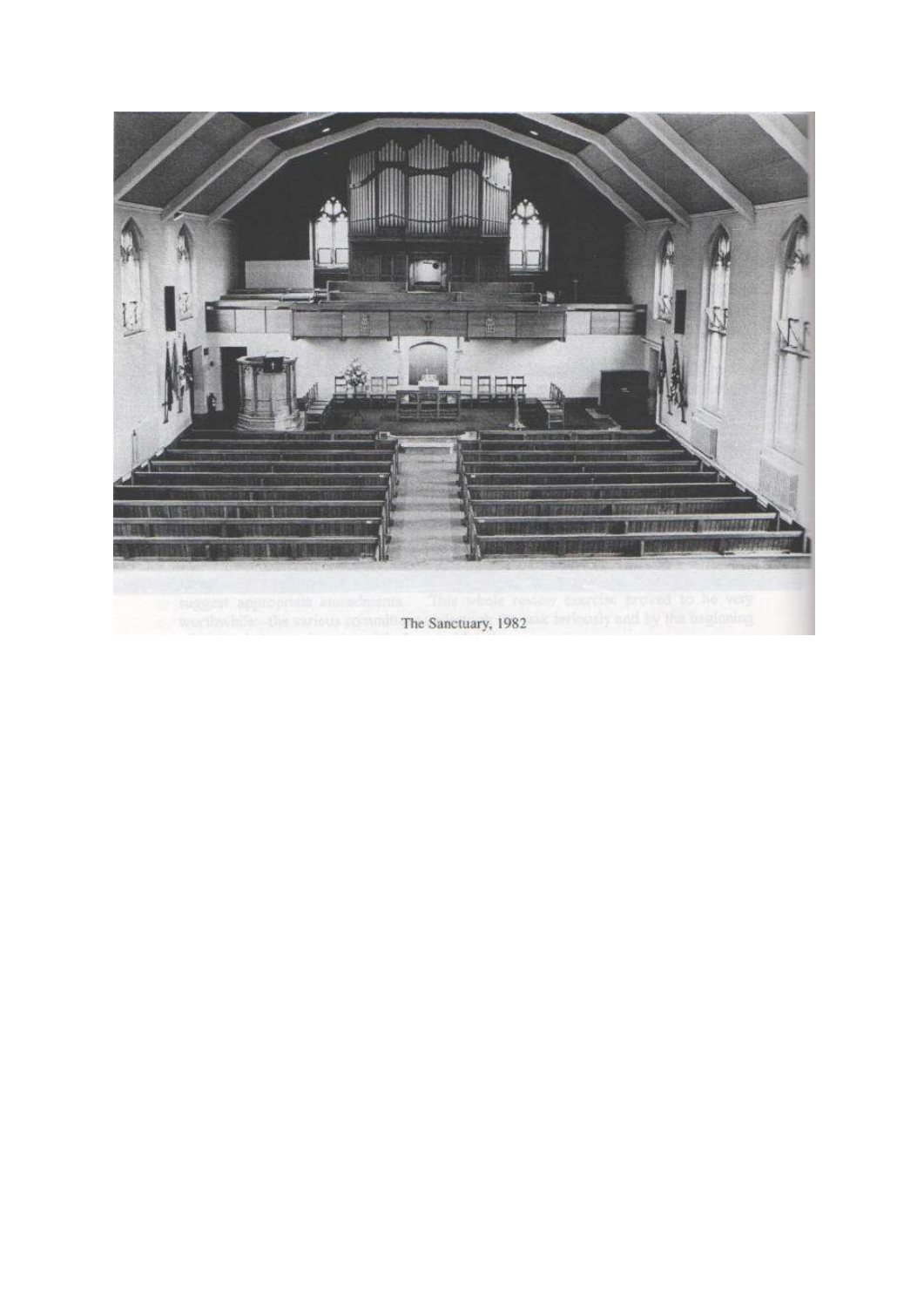The Sanctuary, 1982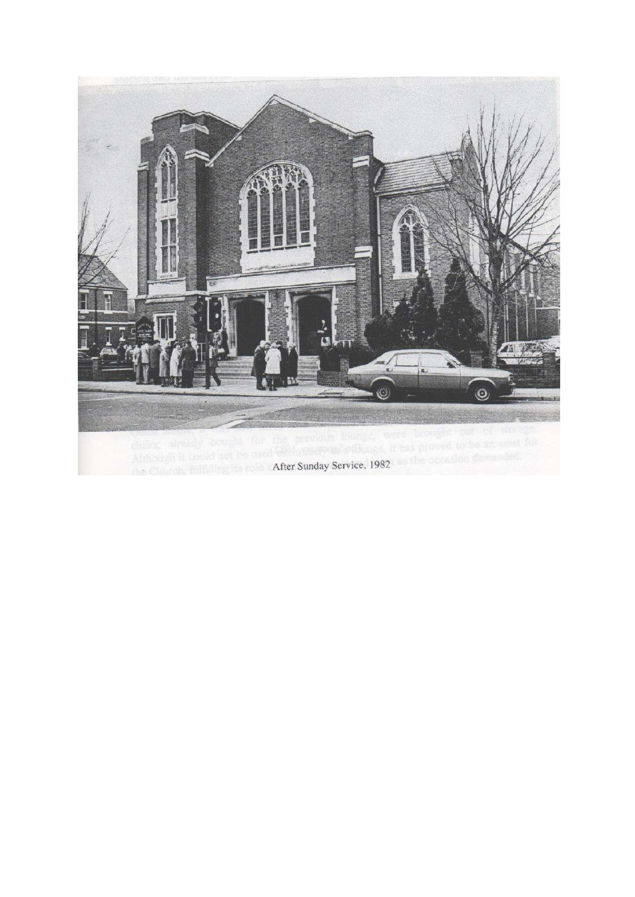After Sunday Service, 1982